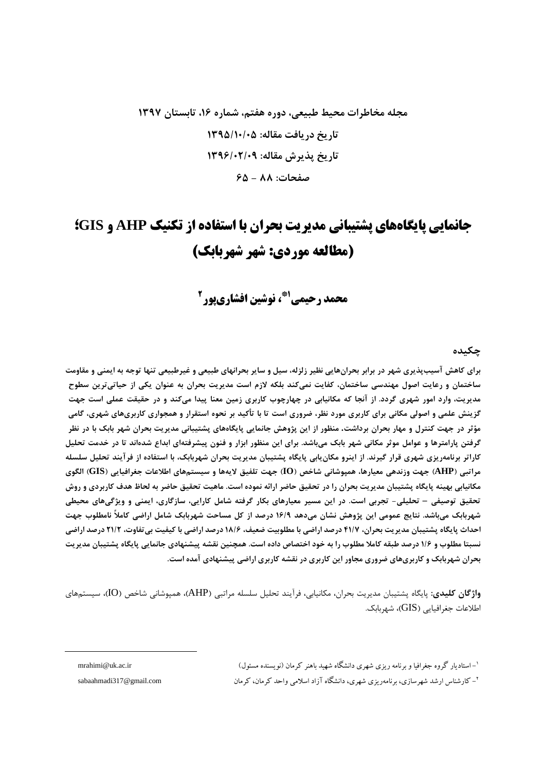مجله مخاطرات محیط طبیعی، دوره هفتم، شماره ۱۶، تابستان ۱۳۹۷

تاریخ دریافت مقاله: ۱۳۹۵/۱۰/۰۵

تاریخ پذیرش مقاله: ۱۳۹۶/۰۲/۰۹

صفحات: ۸۸ - ۶۵

# جانمایی پایگاه‌های پشتیبانی مدیریت بحران با استفاده از تکنیک AHP و GIS؛ (مطالعه موردی: شهر شهربابک)

**محمد رحیمی[1*]، نوشین افشاری‌پور[2]**

## چکیده

**برای کاهش آسیب‌پذیری شهر در برابر بحران‌هایی نظیر زلزله، سیل و سایر بحرانهای طبیعی و غیرطبیعی تنها توجه به ایمنی و مقاومت ساختمان و رعایت اصول مهندسی ساختمان، کفایت نمی‌کند بلکه لازم است مدیریت بحران به عنوان یکی از حیاتی‌ترین سطوح مدیریت، وارد امور شهری گردد. از آنجا که مکانیابی در چهارچوب کاربری زمین معنا پیدا می‌کند و در حقیقت عملی است جهت گزینش علمی و اصولی مکانی برای کاربری مورد نظر، ضروری است تا با تأکید بر نحوه استقرار و همجواری کاربری‌های شهری، گامی مؤثر در جهت کنترل و مهار بحران برداشت. منظور از این پژوهش جانمایی پایگاه‌های پشتیبانی مدیریت بحران شهر بابک با در نظر گرفتن پارامترها و عوامل موثر مکانی شهر بابک می‌باشد. برای این منظور ابزار و فنون پیشرفته‌ای ابداع شده‌اند تا در خدمت تحلیل کاراتر برنامه‌ریزی شهری قرار گیرند. از اینرو مکان‌یابی پایگاه پشتیبان مدیریت بحران شهربابک، با استفاده از فرآیند تحلیل سلسله مراتبی (AHP) جهت وزندهی معیارها، همپوشانی شاخص (IO) جهت تلفیق لایه‌ها و سیستم‌های اطلاعات جغرافیایی (GIS) الگوی مکانیابی بهینه پایگاه پشتیبان مدیریت بحران را در تحقیق حاضر ارائه نموده است. ماهیت تحقیق حاضر به لحاظ هدف کاربردی و روش تحقیق توصیفی – تحلیلی- تجربی است. در این مسیر معیارهای بکار گرفته شامل کارایی، سازگاری، ایمنی و ویژگی‌های محیطی شهربابک می‌باشد. نتایج عمومی این پژوهش نشان می‌دهد ۱۶/۹ درصد از کل مساحت شهربابک شامل اراضی کاملاً نامطلوب جهت احداث پایگاه پشتیبان مدیریت بحران، ۴۱/۷ درصد اراضی با مطلوبیت ضعیف، ۱۸/۶ درصد اراضی با کیفیت بی‌تفاوت، ۲۱/۲ درصد اراضی نسبتا مطلوب و ۱/۶ درصد طبقه کاملا مطلوب را به خود اختصاص داده است. همچنین نقشه پیشنهادی جانمایی پایگاه پشتیبان مدیریت بحران شهربابک و کاربری‌های ضروری مجاور این کاربری در نقشه کاربری اراضی پیشنهادی آمده است.**

**واژگان کلیدی:** پایگاه پشتیبان مدیریت بحران، مکانیابی، فرآیند تحلیل سلسله مراتبی (AHP)، همپوشانی شاخص (IO)، سیستم‌های اطلاعات جغرافیایی (GIS)، شهربابک.

---

[1]- استادیار گروه جغرافیا و برنامه ریزی شهری دانشگاه شهید باهنر کرمان (نویسنده مسئول) mrahimi@uk.ac.ir

[2]- کارشناس ارشد شهرسازی، برنامه‌ریزی شهری، دانشگاه آزاد اسلامی واحد کرمان، کرمان sabaahmadi317@gmail.com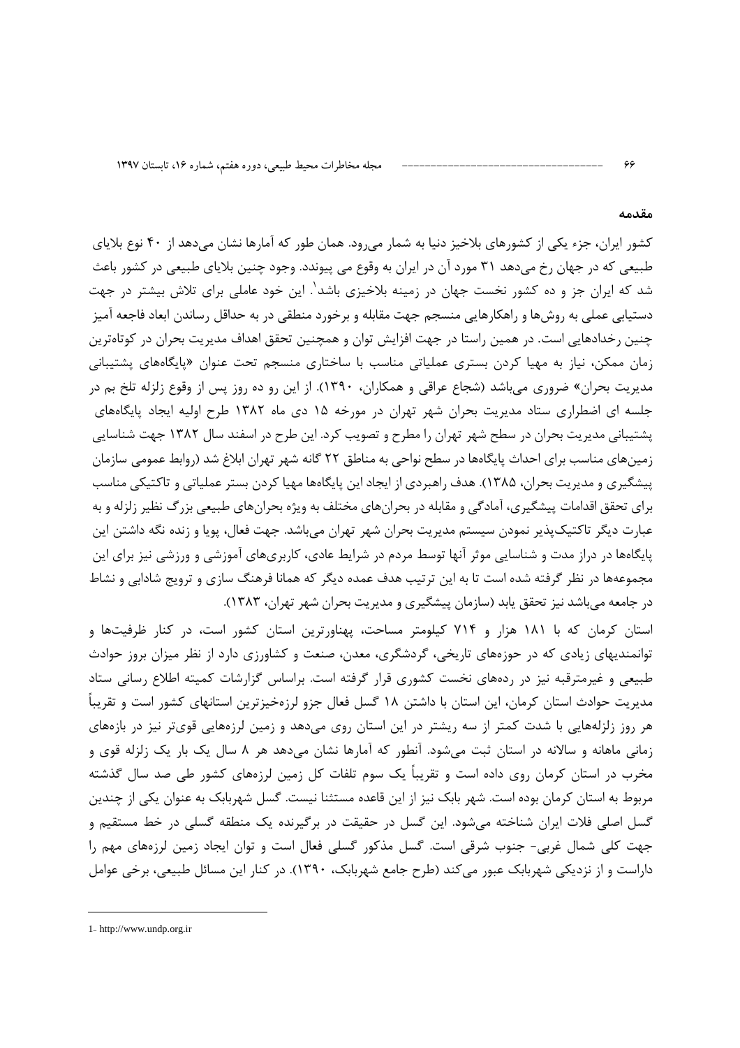## مقدمه

کشور ایران، جزء یکی از کشورهای بلاخیز دنیا به شمار می‌رود. همان طور که آمارها نشان می‌دهد از ۴۰ نوع بلای طبیعی که در جهان رخ می‌دهد ۳۱ مورد آن در ایران به وقوع می پیوندد. وجود چنین بلایای طبیعی در کشور باعث شد که ایران جز و ده کشور نخست جهان در زمینه بلاخیزی باشد[1]. این خود عاملی برای تلاش بیشتر در جهت دستیابی عملی به روش‌ها و راهکارهایی منسجم جهت مقابله و برخورد منطقی در به حداقل رساندن ابعاد فاجعه آمیز چنین رخدادهایی است. در همین راستا در جهت افزایش توان و همچنین تحقق اهداف مدیریت بحران در کوتاه‌ترین زمان ممکن، نیاز به مهیا کردن بستری عملیاتی مناسب با ساختاری منسجم تحت عنوان «پایگاه‌های پشتیبانی مدیریت بحران» ضروری می‌باشد (شجاع عراقی و همکاران، ۱۳۹۰). از این رو ده روز پس از وقوع زلزله تلخ بم در جلسه ای اضطراری ستاد مدیریت بحران شهر تهران در مورخه ۱۵ دی ماه ۱۳۸۲ طرح اولیه ایجاد پایگاه‌های پشتیبانی مدیریت بحران در سطح شهر تهران را مطرح و تصویب کرد. این طرح در اسفند سال ۱۳۸۲ جهت شناسایی زمین‌های مناسب برای احداث پایگاه‌ها در سطح نواحی به مناطق ۲۲ گانه شهر تهران ابلاغ شد (روابط عمومی سازمان پیشگیری و مدیریت بحران، ۱۳۸۵). هدف راهبردی از ایجاد این پایگاه‌ها مهیا کردن بستر عملیاتی و تاکتیکی مناسب برای تحقق اقدامات پیشگیری، آمادگی و مقابله در بحران‌های مختلف به ویژه بحران‌های طبیعی بزرگ نظیر زلزله و به عبارت دیگر تاکتیک‌پذیر نمودن سیستم مدیریت بحران شهر تهران می‌باشد. جهت فعال، پویا و زنده نگه داشتن این پایگاه‌ها در دراز مدت و شناسایی موثر آنها توسط مردم در شرایط عادی، کاربری‌های آموزشی و ورزشی نیز برای این مجموعه‌ها در نظر گرفته شده است تا به این ترتیب هدف عمده دیگر که همانا فرهنگ سازی و ترویج شادابی و نشاط در جامعه می‌باشد نیز تحقق یابد (سازمان پیشگیری و مدیریت بحران شهر تهران، ۱۳۸۳).

استان کرمان که با ۱۸۱ هزار و ۷۱۴ کیلومتر مساحت، پهناورترین استان کشور است، در کنار ظرفیت‌ها و توانمندیهای زیادی که در حوزه‌های تاریخی، گردشگری، معدن، صنعت و کشاورزی دارد از نظر میزان بروز حوادث طبیعی و غیرمترقبه نیز در رده‌های نخست کشوری قرار گرفته است. براساس گزارشات کمیته اطلاع رسانی ستاد مدیریت حوادث استان کرمان، این استان با داشتن ۱۸ گسل فعال جزو لرزه‌خیزترین استانهای کشور است و تقریباً هر روز زلزله‌هایی با شدت کمتر از سه ریشتر در این استان روی می‌دهد و زمین لرزه‌هایی قوی‌تر نیز در بازه‌های زمانی ماهانه و سالانه در استان ثبت می‌شود. آنطور که آمارها نشان می‌دهد هر ۸ سال یک بار یک زلزله قوی و مخرب در استان کرمان روی داده است و تقریباً یک سوم تلفات کل زمین لرزه‌های کشور طی صد سال گذشته مربوط به استان کرمان بوده است. شهر بابک نیز از این قاعده مستثنا نیست. گسل شهربابک به عنوان یکی از چندین گسل اصلی فلات ایران شناخته می‌شود. این گسل در حقیقت در برگیرنده یک منطقه گسلی در خط مستقیم و جهت کلی شمال غربی- جنوب شرقی است. گسل مذکور گسلی فعال است و توان ایجاد زمین لرزه‌های مهم را داراست و از نزدیکی شهربابک عبور می‌کند (طرح جامع شهربابک، ۱۳۹۰). در کنار این مسائل طبیعی، برخی عوامل

---

1- http://www.undp.org.ir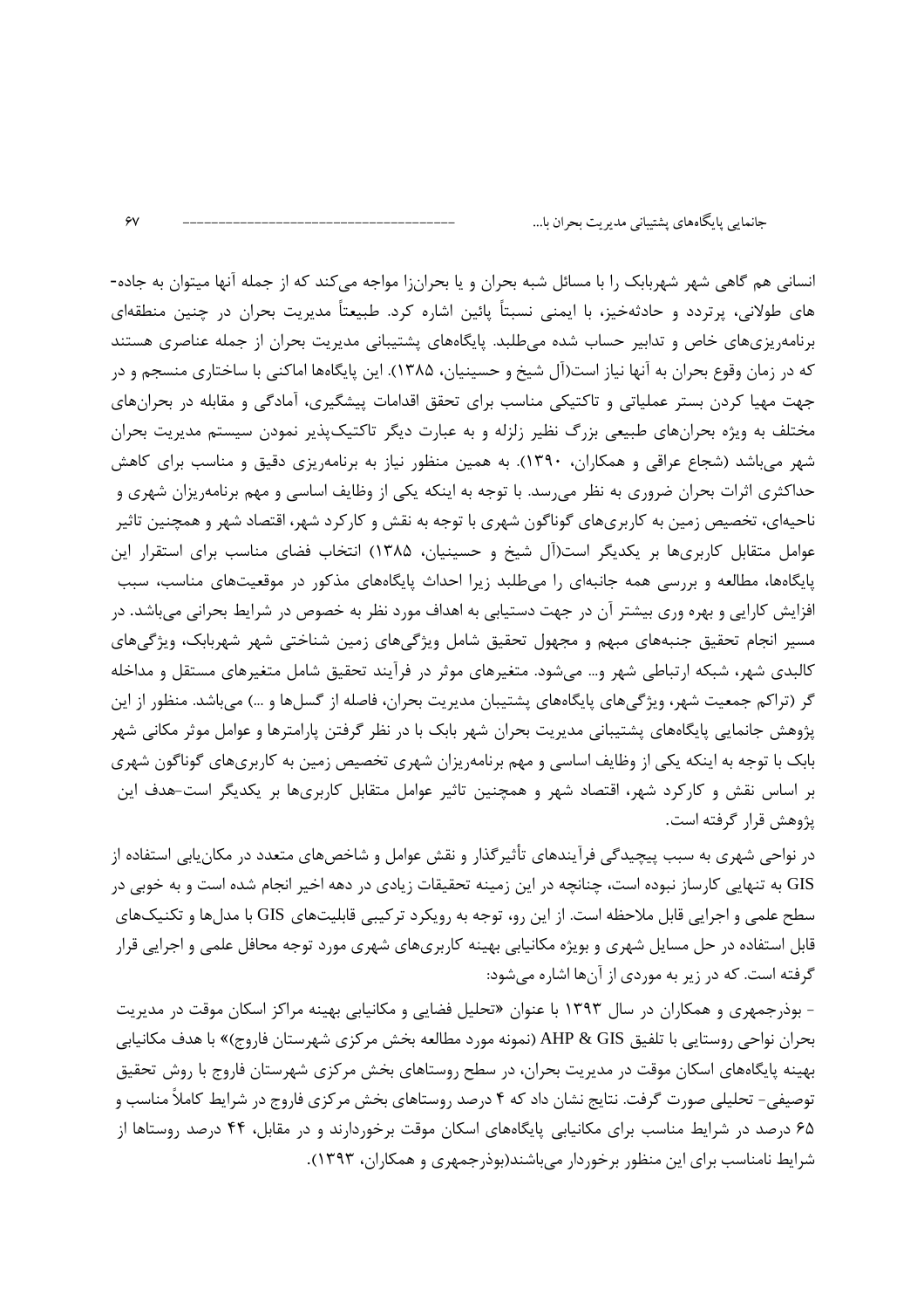انسانی هم گاهی شهر شهربابک را با مسائل شبه بحران و یا بحران‌زا مواجه می‌کند که از جمله آنها میتوان به جاده-های طولانی، پرتردد و حادثه‌خیز، با ایمنی نسبتاً پائین اشاره کرد. طبیعتاً مدیریت بحران در چنین منطقه‌ای برنامه‌ریزی‌های خاص و تدابیر حساب شده می‌طلبد. پایگاه‌های پشتیبانی مدیریت بحران از جمله عناصری هستند که در زمان وقوع بحران به آنها نیاز است(آل شیخ و حسینیان، ۱۳۸۵). این پایگاه‌ها اماکنی با ساختاری منسجم و در جهت مهیا کردن بستر عملیاتی و تاکتیکی مناسب برای تحقق اقدامات پیشگیری، آمادگی و مقابله در بحران‌های مختلف به ویژه بحران‌های طبیعی بزرگ نظیر زلزله و به عبارت دیگر تاکتیک‌پذیر نمودن سیستم مدیریت بحران شهر می‌باشد (شجاع عراقی و همکاران، ۱۳۹۰). به همین منظور نیاز به برنامه‌ریزی دقیق و مناسب برای کاهش حداکثری اثرات بحران ضروری به نظر می‌رسد. با توجه به اینکه یکی از وظایف اساسی و مهم برنامه‌ریزان شهری و ناحیه‌ای، تخصیص زمین به کاربری‌های گوناگون شهری با توجه به نقش و کارکرد شهر، اقتصاد شهر و همچنین تاثیر عوامل متقابل کاربری‌ها بر یکدیگر است(آل شیخ و حسینیان، ۱۳۸۵) انتخاب فضای مناسب برای استقرار این پایگاه‌ها، مطالعه و بررسی همه جانبه‌ای را می‌طلبد زیرا احداث پایگاه‌های مذکور در موقعیت‌های مناسب، سبب افزایش کارایی و بهره وری بیشتر آن در جهت دستیابی به اهداف مورد نظر به خصوص در شرایط بحرانی می‌باشد. در مسیر انجام تحقیق جنبه‌های مبهم و مجهول تحقیق شامل ویژگی‌های زمین شناختی شهر شهربابک، ویژگی‌های کالبدی شهر، شبکه ارتباطی شهر و... می‌شود. متغیرهای موثر در فرآیند تحقیق شامل متغیرهای مستقل و مداخله گر (تراکم جمعیت شهر، ویژگی‌های پایگاه‌های پشتیبان مدیریت بحران، فاصله از گسل‌ها و ...) می‌باشد. منظور از این پژوهش جانمایی پایگاه‌های پشتیبانی مدیریت بحران شهر بابک با در نظر گرفتن پارامترها و عوامل موثر مکانی شهر بابک با توجه به اینکه یکی از وظایف اساسی و مهم برنامه‌ریزان شهری تخصیص زمین به کاربری‌های گوناگون شهری بر اساس نقش و کارکرد شهر، اقتصاد شهر و همچنین تاثیر عوامل متقابل کاربری‌ها بر یکدیگر است-هدف این پژوهش قرار گرفته است.

در نواحی شهری به سبب پیچیدگی فرآیندهای تأثیرگذار و نقش عوامل و شاخص‌های متعدد در مکان‌یابی استفاده از GIS به تنهایی کارساز نبوده است، چنانچه در این زمینه تحقیقات زیادی در دهه اخیر انجام شده است و به خوبی در سطح علمی و اجرایی قابل ملاحظه است. از این رو، توجه به رویکرد ترکیبی قابلیت‌های GIS با مدل‌ها و تکنیک‌های قابل استفاده در حل مسایل شهری و بویژه مکانیابی بهینه کاربری‌های شهری مورد توجه محافل علمی و اجرایی قرار گرفته است. که در زیر به موردی از آن‌ها اشاره می‌شود:

- بوذرجمهری و همکاران در سال ۱۳۹۳ با عنوان «تحلیل فضایی و مکانیابی بهینه مراکز اسکان موقت در مدیریت بحران نواحی روستایی با تلفیق AHP & GIS (نمونه مورد مطالعه بخش مرکزی شهرستان فاروج)» با هدف مکانیابی بهینه پایگاه‌های اسکان موقت در مدیریت بحران، در سطح روستاهای بخش مرکزی شهرستان فاروج با روش تحقیق توصیفی- تحلیلی صورت گرفت. نتایج نشان داد که ۴ درصد روستاهای بخش مرکزی فاروج در شرایط کاملاً مناسب و ۶۵ درصد در شرایط مناسب برای مکانیابی پایگاه‌های اسکان موقت برخوردارند و در مقابل، ۴۴ درصد روستاها از شرایط نامناسب برای این منظور برخوردار می‌باشند(بوذرجمهری و همکاران، ۱۳۹۳).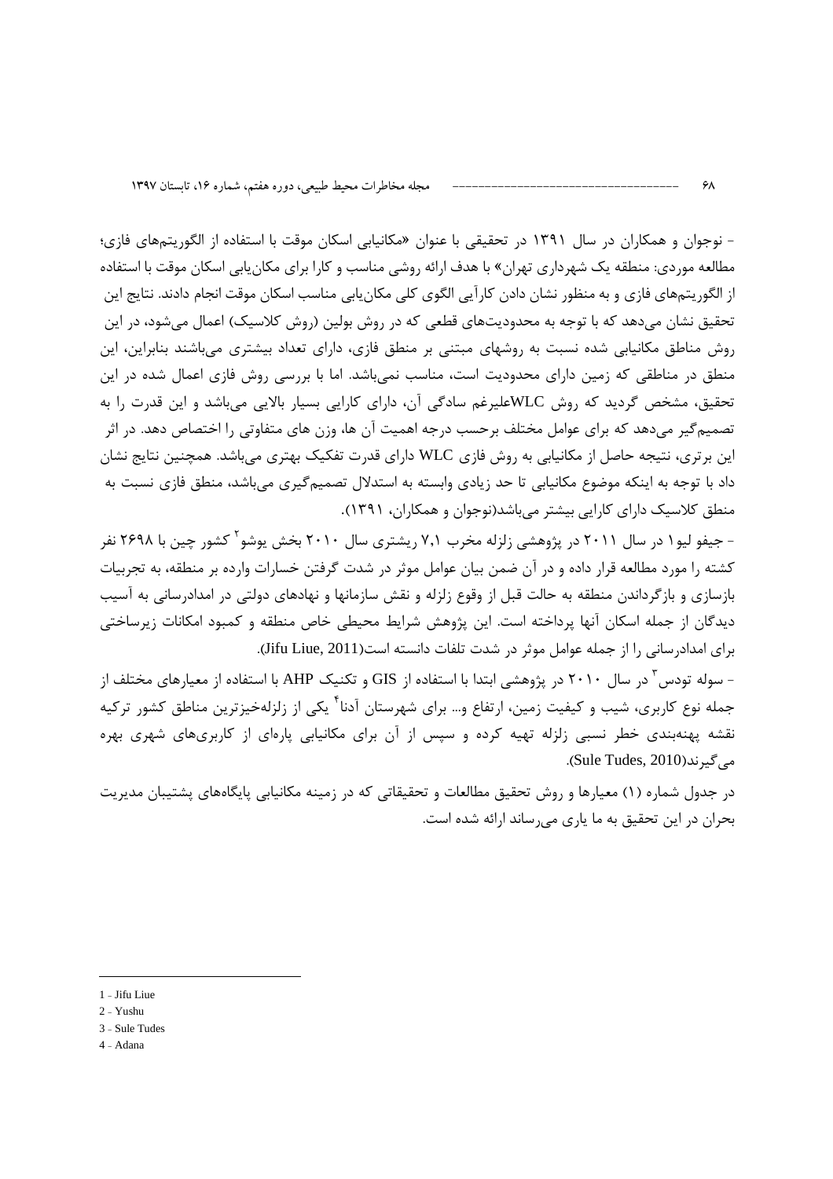- نوجوان و همکاران در سال ۱۳۹۱ در تحقیقی با عنوان «مکانیابی اسکان موقت با استفاده از الگوریتم‌های فازی؛ مطالعه موردی: منطقه یک شهرداری تهران» با هدف ارائه روشی مناسب و کارا برای مکان‌یابی اسکان موقت با استفاده از الگوریتم‌های فازی و به منظور نشان دادن کارآیی الگوی کلی مکان‌یابی مناسب اسکان موقت انجام دادند. نتایج این تحقیق نشان می‌دهد که با توجه به محدودیت‌های قطعی که در روش بولین (روش کلاسیک) اعمال می‌شود، در این روش مناطق مکانیابی شده نسبت به روشهای مبتنی بر منطق فازی، دارای تعداد بیشتری می‌باشند بنابراین، این منطق در مناطقی که زمین دارای محدودیت است، مناسب نمی‌باشد. اما با بررسی روش فازی اعمال شده در این تحقیق، مشخص گردید که روش WLCعلیرغم سادگی آن، دارای کارایی بسیار بالایی می‌باشد و این قدرت را به تصمیم‌گیر می‌دهد که برای عوامل مختلف برحسب درجه اهمیت آن ها، وزن های متفاوتی را اختصاص دهد. در اثر این برتری، نتیجه حاصل از مکانیابی به روش فازی WLC دارای قدرت تفکیک بهتری می‌باشد. همچنین نتایج نشان داد با توجه به اینکه موضوع مکانیابی تا حد زیادی وابسته به استدلال تصمیم‌گیری می‌باشد، منطق فازی نسبت به منطق کلاسیک دارای کارایی بیشتر می‌باشد(نوجوان و همکاران، ۱۳۹۱).

- جیفو لیو[1] در سال ۲۰۱۱ در پژوهشی زلزله مخرب ۷,۱ ریشتری سال ۲۰۱۰ بخش یوشو[2] کشور چین با ۲۶۹۸ نفر کشته را مورد مطالعه قرار داده و در آن ضمن بیان عوامل موثر در شدت گرفتن خسارات وارده بر منطقه، به تجربیات بازسازی و بازگرداندن منطقه به حالت قبل از وقوع زلزله و نقش سازمانها و نهادهای دولتی در امدادرسانی به آسیب دیدگان از جمله اسکان آنها پرداخته است. این پژوهش شرایط محیطی خاص منطقه و کمبود امکانات زیرساختی برای امدادرسانی را از جمله عوامل موثر در شدت تلفات دانسته است(Jifu Liue, 2011).

- سوله تودس[3] در سال ۲۰۱۰ در پژوهشی ابتدا با استفاده از GIS و تکنیک AHP با استفاده از معیارهای مختلف از جمله نوع کاربری، شیب و کیفیت زمین، ارتفاع و... برای شهرستان آدنا[4] یکی از زلزله‌خیزترین مناطق کشور ترکیه نقشه پهنه‌بندی خطر نسبی زلزله تهیه کرده و سپس از آن برای مکانیابی پاره‌ای از کاربری‌های شهری بهره می‌گیرند(Sule Tudes, 2010).

در جدول شماره (۱) معیارها و روش تحقیق مطالعات و تحقیقاتی که در زمینه مکانیابی پایگاه‌های پشتیبان مدیریت بحران در این تحقیق به ما یاری می‌رساند ارائه شده است.

---

1 - Jifu Liue

2 - Yushu

3 - Sule Tudes

4 - Adana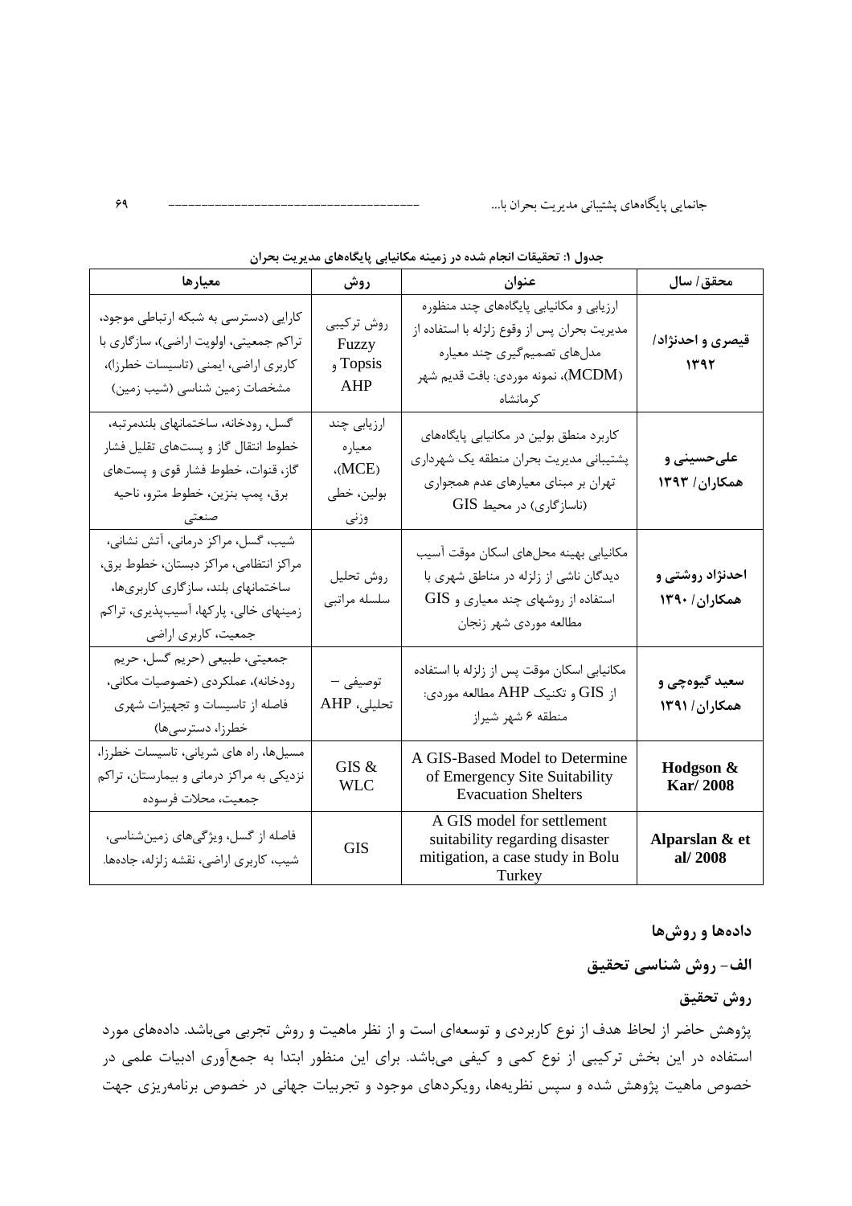**جدول ۱: تحقیقات انجام شده در زمینه مکانیابی پایگاه‌های مدیریت بحران**

| محقق/ سال | عنوان | روش | معیارها |
| --- | --- | --- | --- |
| **قیصری و احدنژاد/ ۱۳۹۲** | ارزیابی و مکانیابی پایگاه‌های چند منظوره مدیریت بحران پس از وقوع زلزله با استفاده از مدل‌های تصمیم‌گیری چند معیاره (MCDM)، نمونه موردی: بافت قدیم شهر کرمانشاه | روش ترکیبی Fuzzy Topsis و AHP | کارایی (دسترسی به شبکه ارتباطی موجود، تراکم جمعیتی، اولویت اراضی)، سازگاری با کاربری اراضی، ایمنی (تاسیسات خطرزا)، مشخصات زمین شناسی (شیب زمین) |
| **علی‌حسینی و همکاران/ ۱۳۹۳** | کاربرد منطق بولین در مکانیابی پایگاه‌های پشتیبانی مدیریت بحران منطقه یک شهرداری تهران بر مبنای معیارهای عدم همجواری (ناسازگاری) در محیط GIS | ارزیابی چند معیاره (MCE)، بولین، خطی وزنی | گسل، رودخانه، ساختمانهای بلندمرتبه، خطوط انتقال گاز و پست‌های تقلیل فشار گاز، قنوات، خطوط فشار قوی و پست‌های برق، پمپ بنزین، خطوط مترو، ناحیه صنعتی |
| **احدنژاد روشتی و همکاران/ ۱۳۹۰** | مکانیابی بهینه محل‌های اسکان موقت آسیب دیدگان ناشی از زلزله در مناطق شهری با استفاده از روشهای چند معیاری و GIS مطالعه موردی شهر زنجان | روش تحلیل سلسله مراتبی | شیب، گسل، مراکز درمانی، آتش نشانی، مراکز انتظامی، مراکز دبستان، خطوط برق، ساختمانهای بلند، سازگاری کاربری‌ها، زمینهای خالی، پارکها، آسیب‌پذیری، تراکم جمعیت، کاربری اراضی |
| **سعید گیوه‌چی و همکاران/ ۱۳۹۱** | مکانیابی اسکان موقت پس از زلزله با استفاده از GIS و تکنیک AHP مطالعه موردی: منطقه ۶ شهر شیراز | توصیفی – تحلیلی، AHP | جمعیتی، طبیعی (حریم گسل، حریم رودخانه)، عملکردی (خصوصیات مکانی، فاصله از تاسیسات و تجهیزات شهری خطرزا، دسترسی‌ها) |
| **Hodgson & Kar/ 2008** | A GIS-Based Model to Determine of Emergency Site Suitability Evacuation Shelters | GIS & WLC | مسیل‌ها، راه های شریانی، تاسیسات خطرزا، نزدیکی به مراکز درمانی و بیمارستان، تراکم جمعیت، محلات فرسوده |
| **Alparslan & et al/ 2008** | A GIS model for settlement suitability regarding disaster mitigation, a case study in Bolu Turkey | GIS | فاصله از گسل، ویژگی‌های زمین‌شناسی، شیب، کاربری اراضی، نقشه زلزله، جاده‌ها. |

## داده‌ها و روش‌ها

### الف- روش شناسی تحقیق

#### روش تحقیق

پژوهش حاضر از لحاظ هدف از نوع کاربردی و توسعه‌ای است و از نظر ماهیت و روش تجربی می‌باشد. داده‌های مورد استفاده در این بخش ترکیبی از نوع کمی و کیفی می‌باشد. برای این منظور ابتدا به جمع‌آوری ادبیات علمی در خصوص ماهیت پژوهش شده و سپس نظریه‌ها، رویکردهای موجود و تجربیات جهانی در خصوص برنامه‌ریزی جهت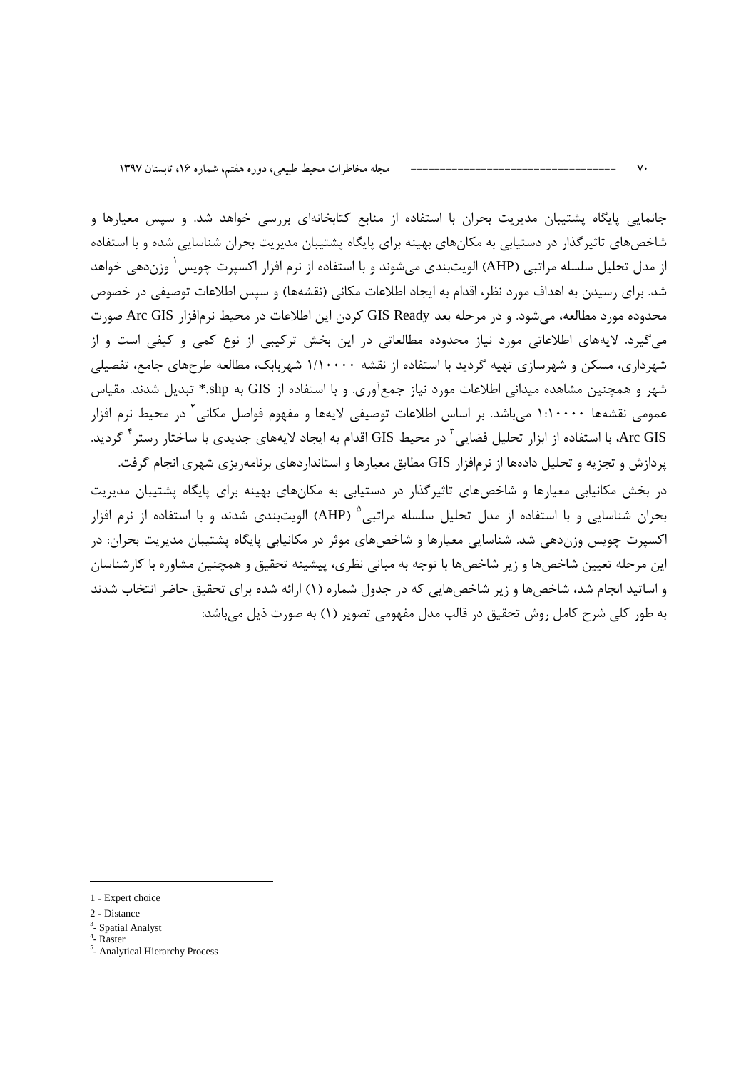جانمایی پایگاه پشتیبان مدیریت بحران با استفاده از منابع کتابخانه‌ای بررسی خواهد شد. و سپس معیارها و شاخص‌های تاثیرگذار در دستیابی به مکان‌های بهینه برای پایگاه پشتیبان مدیریت بحران شناسایی شده و با استفاده از مدل تحلیل سلسله مراتبی (AHP) الویت‌بندی می‌شوند و با استفاده از نرم افزار اکسپرت چویس[1] وزن‌دهی خواهد شد. برای رسیدن به اهداف مورد نظر، اقدام به ایجاد اطلاعات مکانی (نقشه‌ها) و سپس اطلاعات توصیفی در خصوص محدوده مورد مطالعه، می‌شود. و در مرحله بعد GIS Ready کردن این اطلاعات در محیط نرم‌افزار Arc GIS صورت می‌گیرد. لایه‌های اطلاعاتی مورد نیاز محدوده مطالعاتی در این بخش ترکیبی از نوع کمی و کیفی است و از شهرداری، مسکن و شهرسازی تهیه گردید با استفاده از نقشه ۱/۱۰۰۰۰ شهربابک، مطالعه طرح‌های جامع، تفصیلی شهر و همچنین مشاهده میدانی اطلاعات مورد نیاز جمع‌آوری. و با استفاده از GIS به shp.* تبدیل شدند. مقیاس عمومی نقشه‌ها ۱:۱۰۰۰۰ می‌باشد. بر اساس اطلاعات توصیفی لایه‌ها و مفهوم فواصل مکانی[2] در محیط نرم افزار Arc GIS، با استفاده از ابزار تحلیل فضایی[3] در محیط GIS اقدام به ایجاد لایه‌های جدیدی با ساختار رستر[4] گردید. پردازش و تجزیه و تحلیل داده‌ها از نرم‌افزار GIS مطابق معیارها و استانداردهای برنامه‌ریزی شهری انجام گرفت.

در بخش مکانیابی معیارها و شاخص‌های تاثیرگذار در دستیابی به مکان‌های بهینه برای پایگاه پشتیبان مدیریت بحران شناسایی و با استفاده از مدل تحلیل سلسله مراتبی[5] (AHP) الویت‌بندی شدند و با استفاده از نرم افزار اکسپرت چویس وزن‌دهی شد. شناسایی معیارها و شاخص‌های موثر در مکانیابی پایگاه پشتیبان مدیریت بحران: در این مرحله تعیین شاخص‌ها و زیر شاخص‌ها با توجه به مبانی نظری، پیشینه تحقیق و همچنین مشاوره با کارشناسان و اساتید انجام شد، شاخص‌ها و زیر شاخص‌هایی که در جدول شماره (۱) ارائه شده برای تحقیق حاضر انتخاب شدند به طور کلی شرح کامل روش تحقیق در قالب مدل مفهومی تصویر (۱) به صورت ذیل می‌باشد:

---

1 - Expert choice

2 - Distance

3- Spatial Analyst

4- Raster

5- Analytical Hierarchy Process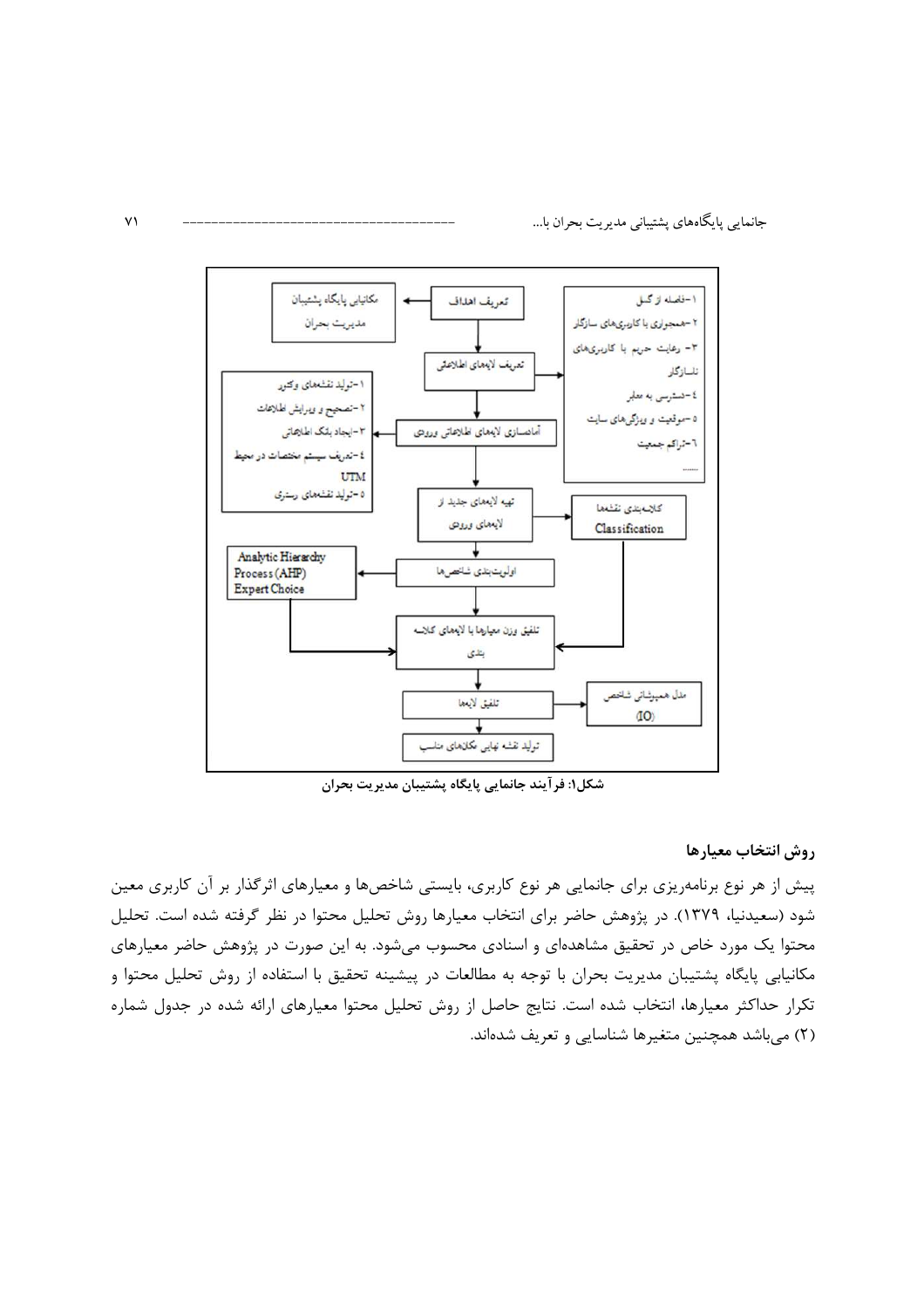```
تعریف اهداف  ──►  مکانیابی پایگاه پشتیبان مدیریت بحران
    │
    ▼
تعریف لایه‌های اطلاعاتی  ──►  ۱-فاصله از گسل
    │                          ۲-همجواری با کاربری‌های سازگار
    │                          ۳- رعایت حریم با کاربری‌های ناسازگار
    │                          ۴-دسترسی به معابر
    │                          ۵-موقعیت و ویژگی‌های سایت
    │                          ۶-تراکم جمعیت
    │                          .......
    ▼
آماده‌سازی لایه‌های اطلاعاتی ورودی  ──►  ۱-تولید نقشه‌های وکتور
    │                                   ۲-تصحیح و ویرایش اطلاعات
    │                                   ۳-ایجاد بانک اطلاعاتی
    │                                   ۴-تعریف سیستم مختصات در محیط UTM
    │                                   ۵-تولید نقشه‌های رستری
    ▼
تهیه لایه‌های جدید از لایه‌های ورودی  ──►  کلاسه‌بندی نقشه‌ها Classification
    │
    ▼
اولویت‌بندی شاخص‌ها  ──►  Analytic Hierarchy Process (AHP) Expert Choice
    │
    ▼
تلفیق وزن معیارها با لایه‌های کلاسه بندی  ◄──  (Analytic Hierarchy Process (AHP) Expert Choice) ، (کلاسه‌بندی نقشه‌ها Classification)
    │
    ▼
تلفیق لایه‌ها  ──►  مدل همپوشانی شاخص (IO)
    │
    ▼
تولید نقشه نهایی مکان‌های مناسب
```

**شکل۱: فرآیند جانمایی پایگاه پشتیبان مدیریت بحران**

### روش انتخاب معیارها

پیش از هر نوع برنامه‌ریزی برای جانمایی هر نوع کاربری، بایستی شاخص‌ها و معیارهای اثرگذار بر آن کاربری معین شود (سعیدنیا، ۱۳۷۹). در پژوهش حاضر برای انتخاب معیارها روش تحلیل محتوا در نظر گرفته شده است. تحلیل محتوا یک مورد خاص در تحقیق مشاهده‌ای و اسنادی محسوب می‌شود. به این صورت در پژوهش حاضر معیارهای مکانیابی پایگاه پشتیبان مدیریت بحران با توجه به مطالعات در پیشینه تحقیق با استفاده از روش تحلیل محتوا و تکرار حداکثر معیارها، انتخاب شده است. نتایج حاصل از روش تحلیل محتوا معیارهای ارائه شده در جدول شماره (۲) می‌باشد همچنین متغیرها شناسایی و تعریف شده‌اند.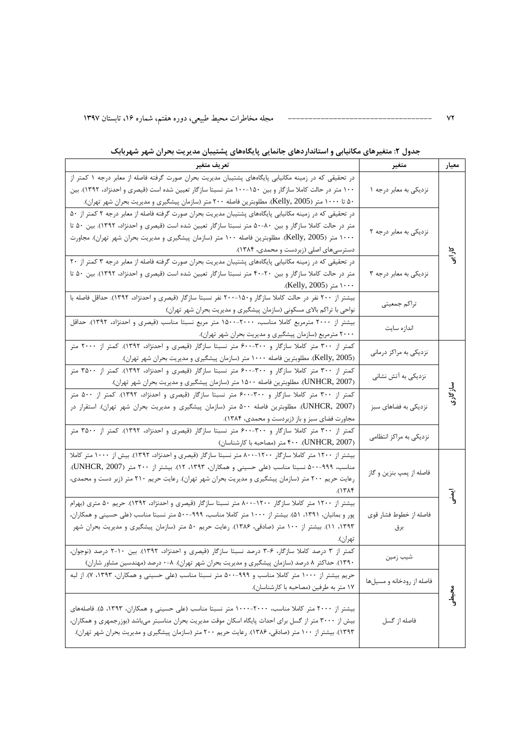**جدول ۲: متغیرهای مکانیابی و استانداردهای جانمایی پایگاه‌های پشتیبان مدیریت بحران شهر شهربابک**

| معیار | متغیر | تعریف متغیر |
|---|---|---|
| کارایی | نزدیکی به معابر درجه ۱ | در تحقیقی که در زمینه مکانیابی پایگاه‌های پشتیبان مدیریت بحران صورت گرفته فاصله از معابر درجه ۱ کمتر از ۱۰۰ متر در حالت کاملا سازگار و بین ۱۵۰-۱۰۰ متر نسبتا سازگار تعیین شده است (قیصری و احدنژاد، ۱۳۹۲). بین ۵۰ تا ۱۰۰۰ متر (Kelly, 2005). مطلوبترین فاصله ۲۰۰ متر (سازمان پیشگیری و مدیریت بحران شهر تهران). |
| | نزدیکی به معابر درجه ۲ | در تحقیقی که در زمینه مکانیابی پایگاه‌های پشتیبان مدیریت بحران صورت گرفته فاصله از معابر درجه ۲ کمتر از ۵۰ متر در حالت کاملا سازگار و بین ۸۰-۵۰ متر نسبتا سازگار تعیین شده است (قیصری و احدنژاد، ۱۳۹۲). بین ۵۰ تا ۱۰۰۰ متر (Kelly, 2005). مطلوبترین فاصله ۱۰۰ متر (سازمان پیشگیری و مدیریت بحران شهر تهران). مجاورت دسترسی‌های اصلی (زبردست و محمدی، ۱۳۸۴). |
| | نزدیکی به معابر درجه ۳ | در تحقیقی که در زمینه مکانیابی پایگاه‌های پشتیبان مدیریت بحران صورت گرفته فاصله از معابر درجه ۳ کمتر از ۲۰ متر در حالت کاملا سازگار و بین ۴۰-۲۰ متر نسبتا سازگار تعیین شده است (قیصری و احدنژاد، ۱۳۹۲). بین ۵۰ تا ۱۰۰۰ متر (Kelly, 2005). |
| | تراکم جمعیتی | بیشتر از ۲۰۰ نفر در حالت کاملا سازگار و۱۵۰-۲۰۰ نفر نسبتا سازگار (قیصری و احدنژاد، ۱۳۹۲). حداقل فاصله با نواحی با تراکم بالای مسکونی (سازمان پیشگیری و مدیریت بحران شهر تهران) |
| | اندازه سایت | بیشتر از ۲۰۰۰ مترمربع کاملا مناسب، ۲۰۰۰-۱۵۰۰ متر مربع نسبتا مناسب (قیصری و احدنژاد، ۱۳۹۲). حداقل ۲۰۰۰ مترمربع (سازمان پیشگیری و مدیریت بحران شهر تهران). |
| سازگاری | نزدیکی به مراکز درمانی | کمتر از ۳۰۰ متر کاملا سازگار و ۳۰۰-۶۰۰ متر نسبتا سازگار (قیصری و احدنژاد، ۱۳۹۲). کمتر از ۲۰۰۰ متر (Kelly, 2005). مطلوبترین فاصله ۱۰۰۰ متر (سازمان پیشگیری و مدیریت بحران شهر تهران). |
| | نزدیکی به آتش نشانی | کمتر از ۳۰۰ متر کاملا سازگار و ۳۰۰-۶۰۰ متر نسبتا سازگار (قیصری و احدنژاد، ۱۳۹۲). کمتر از ۳۵۰۰ متر (UNHCR, 2007). مطلوبترین فاصله ۱۵۰۰ متر (سازمان پیشگیری و مدیریت بحران شهر تهران). |
| | نزدیکی به فضاهای سبز | کمتر از ۳۰۰ متر کاملا سازگار و ۳۰۰-۶۰۰ متر نسبتا سازگار (قیصری و احدنژاد، ۱۳۹۲). کمتر از ۵۰۰ متر (UNHCR, 2007). مطلوبترین فاصله ۵۰۰ متر (سازمان پیشگیری و مدیریت بحران شهر تهران). استقرار در مجاورت فضای سبز و باز (زبردست و محمدی، ۱۳۸۴). |
| | نزدیکی به مراکز انتظامی | کمتر از ۳۰۰ متر کاملا سازگار و ۳۰۰-۶۰۰ متر نسبتا سازگار (قیصری و احدنژاد، ۱۳۹۲). کمتر از ۳۵۰۰ متر (UNHCR, 2007). ۴۰۰ متر (مصاحبه با کارشناسان) |
| ایمنی | فاصله از پمپ بنزین و گاز | بیشتر از ۱۲۰۰ متر کاملا سازگار ۱۲۰۰-۸۰۰ متر نسبتا سازگار (قیصری و احدنژاد، ۱۳۹۲). بیش از ۱۰۰۰ متر کاملا مناسب، ۹۹۹-۵۰۰ نسبتا مناسب (علی حسینی و همکاران، ۱۳۹۳، ۱۲). بیشتر از ۲۰۰ متر (UNHCR, 2007). رعایت حریم ۲۰۰ متر (سازمان پیشگیری و مدیریت بحران شهر تهران). رعایت حریم ۲۱۰ متر (زبر دست و محمدی، ۱۳۸۴). |
| | فاصله از خطوط فشار قوی برق | بیشتر از ۱۲۰۰ متر کاملا سازگار ۱۲۰۰-۸۰۰ متر نسبتا سازگار (قیصری و احدنژاد، ۱۳۹۲). حریم ۵۰ متری (بهرام پور و بمانیان، ۱۳۹۱، ۵۱). بیشتر از ۱۰۰۰ متر کاملا مناسب، ۹۹۹-۵۰۰ متر نسبتا مناسب (علی حسینی و همکاران، ۱۳۹۳، ۱۱). بیشتر از ۱۰۰ متر (صادقی، ۱۳۸۶). رعایت حریم ۵۰ متر (سازمان پیشگیری و مدیریت بحران شهر تهران). |
| محیطی | شیب زمین | کمتر از ۳ درصد کاملا سازگار، ۶-۳ درصد نسبتا سازگار (قیصری و احدنژاد، ۱۳۹۲). بین ۱۰-۲ درصد (نوجوان، ۱۳۹۰). حداکثر ۸ درصد (سازمان پیشگیری و مدیریت بحران شهر تهران). ۸-۰ درصد (مهندسین مشاور شاران) |
| | فاصله از رودخانه و مسیل‌ها | حریم بیشتر از ۱۰۰۰ متر کاملا مناسب و ۹۹۹-۵۰۰ متر نسبتا مناسب (علی حسینی و همکاران، ۱۳۹۳، ۷). از لبه ۱۷ متر به طرفین (مصاحبه با کارشناسان). |
| | فاصله از گسل | بیشتر از ۲۰۰۰ متر کاملا مناسب، ۲۰۰۰-۱۰۰۰ متر نسبتا مناسب (علی حسینی و همکاران، ۱۳۹۳، ۵). فاصله‌های بیش از ۳۰۰۰ متر از گسل برای احداث پایگاه اسکان موقت مدیریت بحران مناسبتر می‌باشد (بوزرجمهری و همکاران، ۱۳۹۳). بیشتر از ۱۰۰ متر (صادقی، ۱۳۸۶). رعایت حریم ۲۰۰ متر (سازمان پیشگیری و مدیریت بحران شهر تهران). |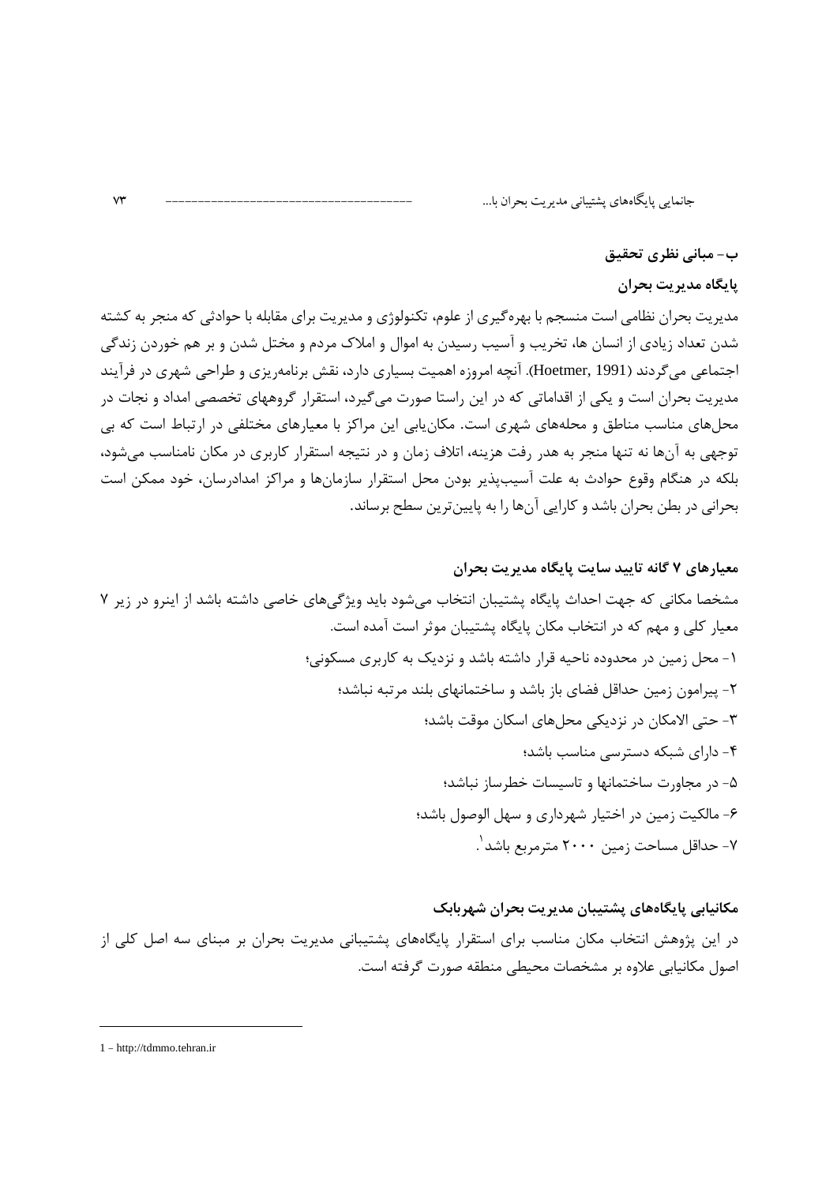### ب- مبانی نظری تحقیق

### پایگاه مدیریت بحران

مدیریت بحران نظامی است منسجم با بهره‌گیری از علوم، تکنولوژی و مدیریت برای مقابله با حوادثی که منجر به کشته شدن تعداد زیادی از انسان ها، تخریب و آسیب رسیدن به اموال و املاک مردم و مختل شدن و بر هم خوردن زندگی اجتماعی می‌گردند (Hoetmer, 1991). آنچه امروزه اهمیت بسیاری دارد، نقش برنامه‌ریزی و طراحی شهری در فرآیند مدیریت بحران است و یکی از اقداماتی که در این راستا صورت می‌گیرد، استقرار گروههای تخصصی امداد و نجات در محل‌های مناسب مناطق و محله‌های شهری است. مکان‌یابی این مراکز با معیارهای مختلفی در ارتباط است که بی توجهی به آن‌ها نه تنها منجر به هدر رفت هزینه، اتلاف زمان و در نتیجه استقرار کاربری در مکان نامناسب می‌شود، بلکه در هنگام وقوع حوادث به علت آسیب‌پذیر بودن محل استقرار سازمان‌ها و مراکز امدادرسان، خود ممکن است بحرانی در بطن بحران باشد و کارایی آن‌ها را به پایین‌ترین سطح برساند.

### معیارهای ۷ گانه تایید سایت پایگاه مدیریت بحران

مشخصا مکانی که جهت احداث پایگاه پشتیبان انتخاب می‌شود باید ویژگی‌های خاصی داشته باشد از اینرو در زیر ۷ معیار کلی و مهم که در انتخاب مکان پایگاه پشتیبان موثر است آمده است.

۱- محل زمین در محدوده ناحیه قرار داشته باشد و نزدیک به کاربری مسکونی؛

۲- پیرامون زمین حداقل فضای باز باشد و ساختمانهای بلند مرتبه نباشد؛

۳- حتی الامکان در نزدیکی محل‌های اسکان موقت باشد؛

۴- دارای شبکه دسترسی مناسب باشد؛

۵- در مجاورت ساختمانها و تاسیسات خطرساز نباشد؛

۶- مالکیت زمین در اختیار شهرداری و سهل الوصول باشد؛

۷- حداقل مساحت زمین ۲۰۰۰ مترمربع باشد[1].

### مکانیابی پایگاه‌های پشتیبان مدیریت بحران شهربابک

در این پژوهش انتخاب مکان مناسب برای استقرار پایگاه‌های پشتیبانی مدیریت بحران بر مبنای سه اصل کلی از اصول مکانیابی علاوه بر مشخصات محیطی منطقه صورت گرفته است.

---

1 - http://tdmmo.tehran.ir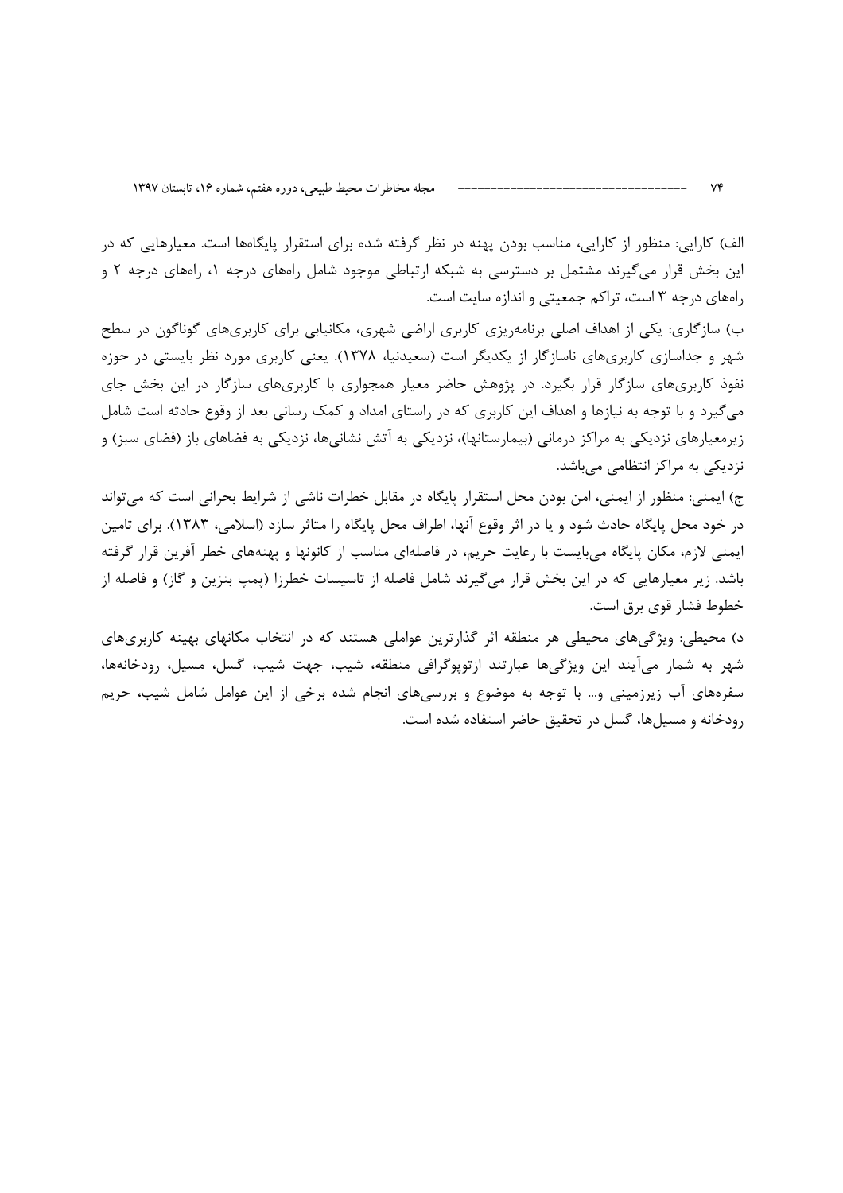الف) کارایی: منظور از کارایی، مناسب بودن پهنه در نظر گرفته شده برای استقرار پایگاه‌ها است. معیارهایی که در این بخش قرار می‌گیرند مشتمل بر دسترسی به شبکه ارتباطی موجود شامل راه‌های درجه ۱، راه‌های درجه ۲ و راه‌های درجه ۳ است، تراکم جمعیتی و اندازه سایت است.

ب) سازگاری: یکی از اهداف اصلی برنامه‌ریزی کاربری اراضی شهری، مکانیابی برای کاربری‌های گوناگون در سطح شهر و جداسازی کاربری‌های ناسازگار از یکدیگر است (سعیدنیا، ۱۳۷۸). یعنی کاربری مورد نظر بایستی در حوزه نفوذ کاربری‌های سازگار قرار بگیرد. در پژوهش حاضر معیار همجواری با کاربری‌های سازگار در این بخش جای می‌گیرد و با توجه به نیازها و اهداف این کاربری که در راستای امداد و کمک رسانی بعد از وقوع حادثه است شامل زیرمعیارهای نزدیکی به مراکز درمانی (بیمارستانها)، نزدیکی به آتش نشانی‌ها، نزدیکی به فضاهای باز (فضای سبز) و نزدیکی به مراکز انتظامی می‌باشد.

ج) ایمنی: منظور از ایمنی، امن بودن محل استقرار پایگاه در مقابل خطرات ناشی از شرایط بحرانی است که می‌تواند در خود محل پایگاه حادث شود و یا در اثر وقوع آنها، اطراف محل پایگاه را متاثر سازد (اسلامی، ۱۳۸۳). برای تامین ایمنی لازم، مکان پایگاه می‌بایست با رعایت حریم، در فاصله‌ای مناسب از کانونها و پهنه‌های خطر آفرین قرار گرفته باشد. زیر معیارهایی که در این بخش قرار می‌گیرند شامل فاصله از تاسیسات خطرزا (پمپ بنزین و گاز) و فاصله از خطوط فشار قوی برق است.

د) محیطی: ویژگی‌های محیطی هر منطقه اثر گذارترین عواملی هستند که در انتخاب مکانهای بهینه کاربری‌های شهر به شمار می‌آیند این ویژگی‌ها عبارتند ازتوپوگرافی منطقه، شیب، جهت شیب، گسل، مسیل، رودخانه‌ها، سفره‌های آب زیرزمینی و... با توجه به موضوع و بررسی‌های انجام شده برخی از این عوامل شامل شیب، حریم رودخانه و مسیل‌ها، گسل در تحقیق حاضر استفاده شده است.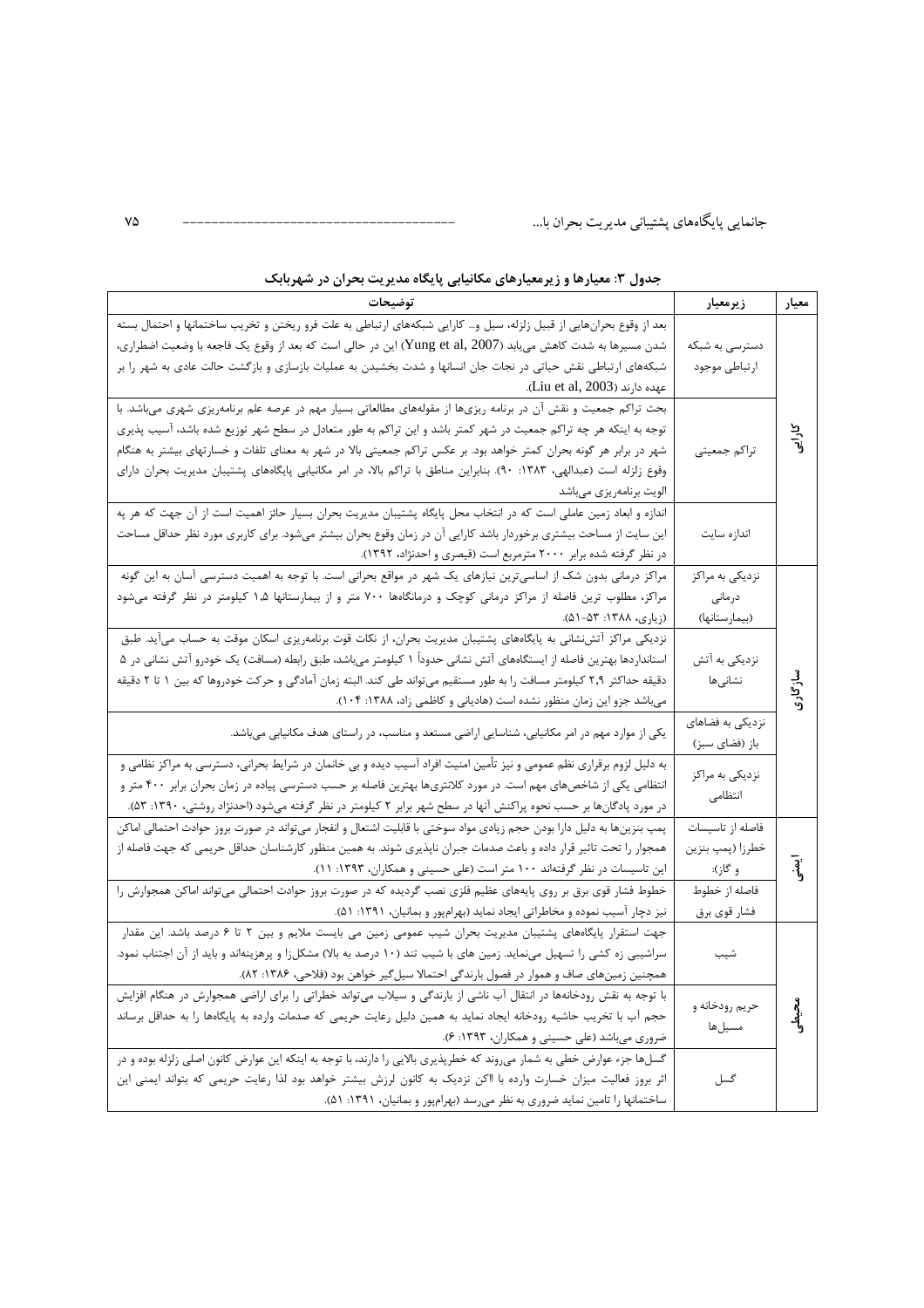**جدول ۳: معیارها و زیرمعیارهای مکانیابی پایگاه مدیریت بحران در شهربابک**

| معیار | زیرمعیار | توضیحات |
|---|---|---|
| کارایی | دسترسی به شبکه ارتباطی موجود | بعد از وقوع بحرانهایی از قبیل زلزله، سیل و... کارایی شبکه‌های ارتباطی به علت فرو ریختن و تخریب ساختمانها و احتمال بسته شدن مسیرها به شدت کاهش می‌یابد (Yung et al, 2007) این در حالی است که بعد از وقوع یک فاجعه با وضعیت اضطراری، شبکه‌های ارتباطی نقش حیاتی در نجات جان انسانها و شدت بخشیدن به عملیات بازسازی و بازگشت حالت عادی به شهر را بر عهده دارند (Liu et al, 2003). |
| | تراکم جمعیتی | بحث تراکم جمعیت و نقش آن در برنامه ریزی‌ها از مقوله‌های مطالعاتی بسیار مهم در عرصه علم برنامه‌ریزی شهری می‌باشد. با توجه به اینکه هر چه تراکم جمعیت در شهر کمتر باشد و این تراکم به طور متعادل در سطح شهر توزیع شده باشد، آسیب پذیری شهر در برابر هر گونه بحران کمتر خواهد بود. بر عکس تراکم جمعیتی بالا در شهر به معنای تلفات و خسارتهای بیشتر به هنگام وقوع زلزله است (عبدالهی، ۱۳۸۳: ۹۰). بنابراین مناطق با تراکم بالا، در امر مکانیابی پایگاه‌های پشتیبان مدیریت بحران دارای الویت برنامه‌ریزی می‌باشد |
| | اندازه سایت | اندازه و ابعاد زمین عاملی است که در انتخاب محل پایگاه پشتیبان مدیریت بحران بسیار حائز اهمیت است از آن جهت که هر چه این سایت از مساحت بیشتری برخوردار باشد کارایی آن در زمان وقوع بحران بیشتر می‌شود. برای کاربری مورد نظر حداقل مساحت در نظر گرفته شده برابر ۲۰۰۰ مترمربع است (قیصری و احدنژاد، ۱۳۹۲). |
| سازگاری | نزدیکی به مراکز درمانی (بیمارستانها) | مراکز درمانی بدون شک از اساسی‌ترین نیازهای یک شهر در مواقع بحرانی است. با توجه به اهمیت دسترسی آسان به این گونه مراکز، مطلوب ترین فاصله از مراکز درمانی کوچک و درمانگاه‌ها ۷۰۰ متر و از بیمارستانها ۱،۵ کیلومتر در نظر گرفته می‌شود (زیاری، ۱۳۸۸: ۵۳-۵۱). |
| | نزدیکی به آتش نشانی‌ها | نزدیکی مراکز آتش‌نشانی به پایگاه‌های پشتیبان مدیریت بحران، از نکات قوت برنامه‌ریزی اسکان موقت به حساب می‌آید. طبق استانداردها بهترین فاصله از ایستگاه‌های آتش نشانی حدوداً ۱ کیلومتر می‌باشد، طبق رابطه (مسافت) یک خودرو آتش نشانی در ۵ دقیقه حداکثر ۲،۹ کیلومتر مسافت را به طور مستقیم می‌تواند طی کند. البته زمان آمادگی و حرکت خودروها که بین ۱ تا ۲ دقیقه می‌باشد جزو این زمان منظور نشده است (هادیانی و کاظمی زاد، ۱۳۸۸: ۱۰۴). |
| | نزدیکی به فضاهای باز (فضای سبز) | یکی از موارد مهم در امر مکانیابی، شناسایی اراضی مستعد و مناسب، در راستای هدف مکانیابی می‌باشد. |
| | نزدیکی به مراکز انتظامی | به دلیل لزوم برقراری نظم عمومی و نیز تأمین امنیت افراد آسیب دیده و بی خانمان در شرایط بحرانی، دسترسی به مراکز نظامی و انتظامی یکی از شاخص‌های مهم است. در مورد کلانتری‌ها بهترین فاصله بر حسب دسترسی پیاده در زمان بحران برابر ۴۰۰ متر و در مورد پادگان‌ها بر حسب نحوه پراکنش آنها در سطح شهر برابر ۲ کیلومتر در نظر گرفته می‌شود (احدنژاد روشتی، ۱۳۹۰: ۵۳). |
| ایمنی | فاصله از تاسیسات خطرزا (پمپ بنزین و گاز): | پمپ بنزین‌ها به دلیل دارا بودن حجم زیادی مواد سوختی با قابلیت اشتعال و انفجار می‌تواند در صورت بروز حوادث احتمالی اماکن همجوار را تحت تاثیر قرار داده و باعث صدمات جبران ناپذیری شوند. به همین منظور کارشناسان حداقل حریمی که جهت فاصله از این تاسیسات در نظر گرفته‌اند ۱۰۰ متر است (علی حسینی و همکاران، ۱۳۹۳: ۱۱). |
| | فاصله از خطوط فشار قوی برق | خطوط فشار قوی برق بر روی پایه‌های عظیم فلزی نصب گردیده که در صورت بروز حوادث احتمالی می‌تواند اماکن همجوارش را نیز دچار آسیب نموده و مخاطراتی ایجاد نماید (بهرام‌پور و بمانیان، ۱۳۹۱: ۵۱). |
| محیطی | شیب | جهت استقرار پایگاه‌های پشتیبان مدیریت بحران شیب عمومی زمین می بایست ملایم و بین ۲ تا ۶ درصد باشد. این مقدار سراشیبی زه کشی را تسهیل می‌نماید. زمین های با شیب تند (۱۰ درصد به بالا) مشکل‌زا و پرهزینه‌اند و باید از آن اجتناب نمود. همچنین زمین‌های صاف و هموار در فصول بارندگی احتمالا سیل‌گیر خواهن بود (فلاحی، ۱۳۸۶: ۸۲). |
| | حریم رودخانه و مسیل‌ها | با توجه به نقش رودخانه‌ها در انتقال آب ناشی از بارندگی و سیلاب می‌تواند خطراتی را برای اراضی همجوارش در هنگام افزایش حجم آب با تخریب حاشیه رودخانه ایجاد نماید به همین دلیل رعایت حریمی که صدمات وارده به پایگاه‌ها را به حداقل برساند ضروری می‌باشد (علی حسینی و همکاران، ۱۳۹۳: ۶). |
| | گسل | گسل‌ها جزء عوارض خطی به شمار می‌روند که خطرپذیری بالایی را دارند، با توجه به اینکه این عوارض کانون اصلی زلزله بوده و در اثر بروز فعالیت میزان خسارت وارده با اکن نزدیک به کانون لرزش بیشتر خواهد بود لذا رعایت حریمی که بتواند ایمنی این ساختمانها را تامین نماید ضروری به نظر می‌رسد (بهرام‌پور و بمانیان، ۱۳۹۱: ۵۱). |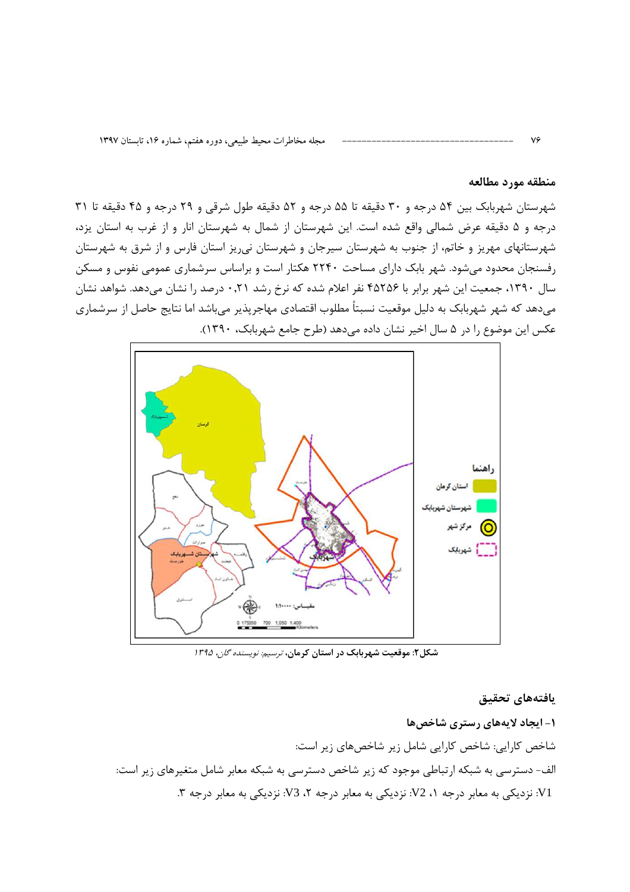## منطقه مورد مطالعه

شهرستان شهربابک بین ۵۴ درجه و ۳۰ دقیقه تا ۵۵ درجه و ۵۲ دقیقه طول شرقی و ۲۹ درجه و ۴۵ دقیقه تا ۳۱ درجه و ۵ دقیقه عرض شمالی واقع شده است. این شهرستان از شمال به شهرستان انار و از غرب به استان یزد، شهرستانهای مهریز و خاتم، از جنوب به شهرستان سیرجان و شهرستان نی‌ریز استان فارس و از شرق به شهرستان رفسنجان محدود می‌شود. شهر بابک دارای مساحت ۲۲۴۰ هکتار است و براساس سرشماری عمومی نفوس و مسکن سال ۱۳۹۰، جمعیت این شهر برابر با ۴۵۲۵۶ نفر اعلام شده که نرخ رشد ۰،۲۱ درصد را نشان می‌دهد. شواهد نشان می‌دهد که شهر شهربابک به دلیل موقعیت نسبتاً مطلوب اقتصادی مهاجرپذیر می‌باشد اما نتایج حاصل از سرشماری عکس این موضوع را در ۵ سال اخیر نشان داده می‌دهد (طرح جامع شهربابک، ۱۳۹۰).

**شکل۲: موقعیت شهربابک در استان کرمان،** *ترسیم: نویسنده گان، ۱۳۹۵*

## یافته‌های تحقیق

### ۱- ایجاد لایه‌های رستری شاخص‌ها

شاخص کارایی: شاخص کارایی شامل زیر شاخص‌های زیر است:

الف- دسترسی به شبکه ارتباطی موجود که زیر شاخص دسترسی به شبکه معابر شامل متغیرهای زیر است:

V1: نزدیکی به معابر درجه ۱، V2: نزدیکی به معابر درجه ۲، V3: نزدیکی به معابر درجه ۳.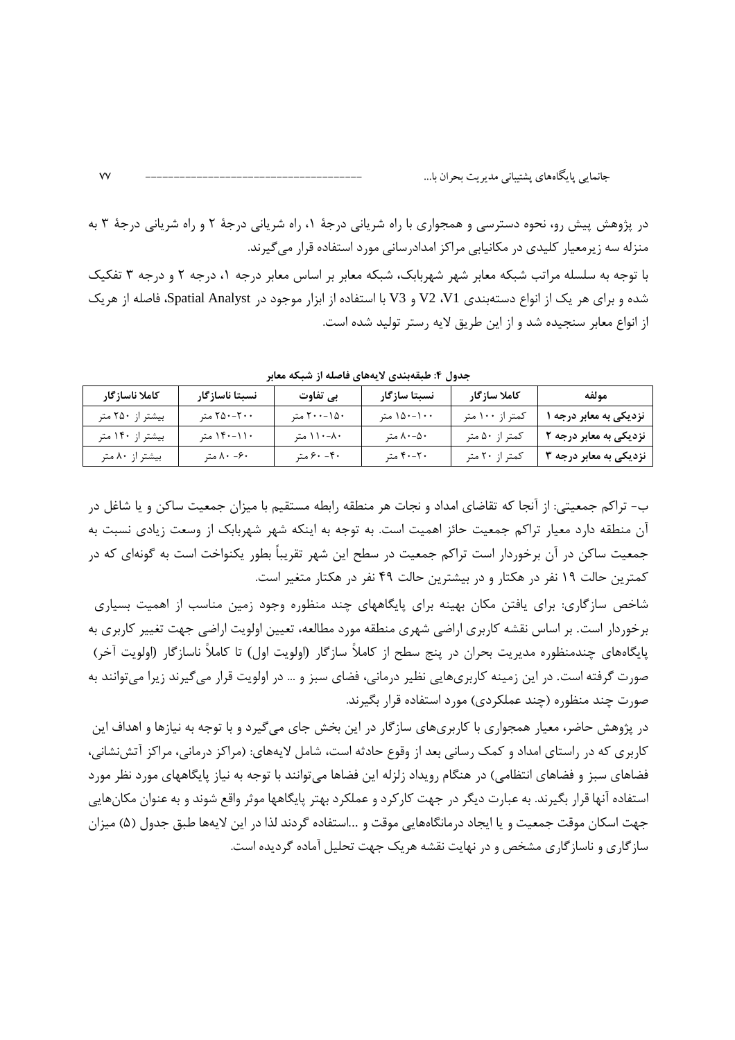در پژوهش پیش رو، نحوه دسترسی و همجواری با راه شریانی درجهٔ ۱، راه شریانی درجهٔ ۲ و راه شریانی درجهٔ ۳ به منزله سه زیرمعیار کلیدی در مکانیابی مراکز امدادرسانی مورد استفاده قرار می‌گیرند.

با توجه به سلسله مراتب شبکه معابر شهر شهربابک، شبکه معابر بر اساس معابر درجه ۱، درجه ۲ و درجه ۳ تفکیک شده و برای هر یک از انواع دسته‌بندی V1، V2 و V3 با استفاده از ابزار موجود در Spatial Analyst، فاصله از هریک از انواع معابر سنجیده شد و از این طریق لایه رستر تولید شده است.

**جدول ۴: طبقه‌بندی لایه‌های فاصله از شبکه معابر**

| مولفه | کاملا سازگار | نسبتا سازگار | بی تفاوت | نسبتا ناسازگار | کاملا ناسازگار |
|---|---|---|---|---|---|
| **نزدیکی به معابر درجه ۱** | کمتر از ۱۰۰ متر | ۱۰۰-۱۵۰ متر | ۱۵۰-۲۰۰ متر | ۲۰۰-۲۵۰ متر | بیشتر از ۲۵۰ متر |
| **نزدیکی به معابر درجه ۲** | کمتر از ۵۰ متر | ۵۰-۸۰ متر | ۸۰-۱۱۰ متر | ۱۱۰-۱۴۰ متر | بیشتر از ۱۴۰ متر |
| **نزدیکی به معابر درجه ۳** | کمتر از ۲۰ متر | ۲۰-۴۰ متر | ۴۰- ۶۰ متر | ۶۰- ۸۰ متر | بیشتر از ۸۰ متر |

ب- تراکم جمعیتی: از آنجا که تقاضای امداد و نجات هر منطقه رابطه مستقیم با میزان جمعیت ساکن و یا شاغل در آن منطقه دارد معیار تراکم جمعیت حائز اهمیت است. به توجه به اینکه شهر شهربابک از وسعت زیادی نسبت به جمعیت ساکن در آن برخوردار است تراکم جمعیت در سطح این شهر تقریباً بطور یکنواخت است به گونه‌ای که در کمترین حالت ۱۹ نفر در هکتار و در بیشترین حالت ۴۹ نفر در هکتار متغیر است.

شاخص سازگاری: برای یافتن مکان بهینه برای پایگاههای چند منظوره وجود زمین مناسب از اهمیت بسیاری برخوردار است. بر اساس نقشه کاربری اراضی شهری منطقه مورد مطالعه، تعیین اولویت اراضی جهت تغییر کاربری به پایگاه‌های چندمنظوره مدیریت بحران در پنج سطح از کاملاً سازگار (اولویت اول) تا کاملاً ناسازگار (اولویت آخر) صورت گرفته است. در این زمینه کاربری‌هایی نظیر درمانی، فضای سبز و ... در اولویت قرار می‌گیرند زیرا می‌توانند به صورت چند منظوره (چند عملکردی) مورد استفاده قرار بگیرند.

در پژوهش حاضر، معیار همجواری با کاربری‌های سازگار در این بخش جای می‌گیرد و با توجه به نیازها و اهداف این کاربری که در راستای امداد و کمک رسانی بعد از وقوع حادثه است، شامل لایه‌های: (مراکز درمانی، مراکز آتش‌نشانی، فضاهای سبز و فضاهای انتظامی) در هنگام رویداد زلزله این فضاها می‌توانند با توجه به نیاز پایگاههای مورد نظر مورد استفاده آنها قرار بگیرند. به عبارت دیگر در جهت کارکرد و عملکرد بهتر پایگاهها موثر واقع شوند و به عنوان مکان‌هایی جهت اسکان موقت جمعیت و یا ایجاد درمانگاه‌هایی موقت و ...استفاده گردند لذا در این لایه‌ها طبق جدول (۵) میزان سازگاری و ناسازگاری مشخص و در نهایت نقشه هریک جهت تحلیل آماده گردیده است.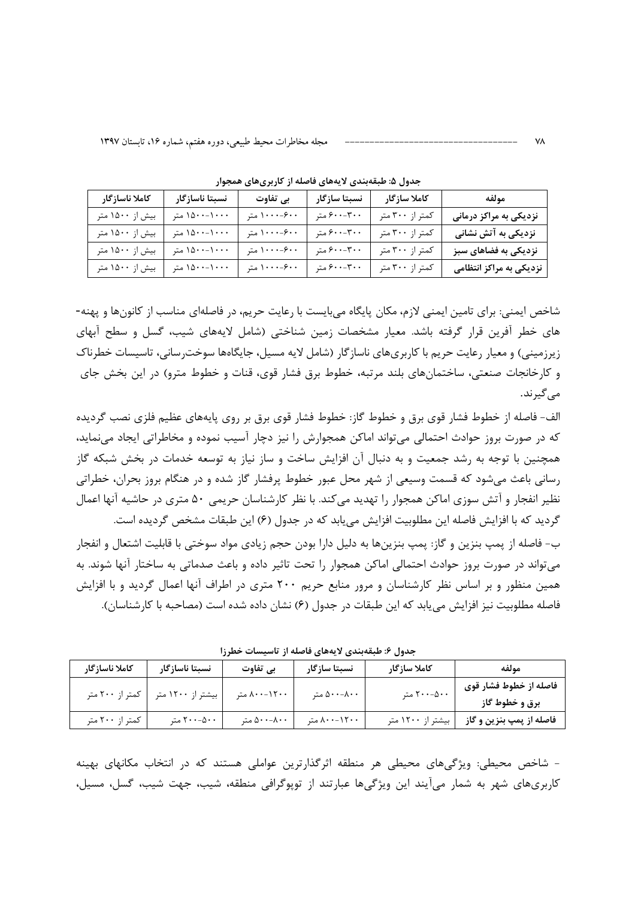جدول ۵: طبقه‌بندی لایه‌های فاصله از کاربری‌های همجوار

| مولفه | کاملا سازگار | نسبتا سازگار | بی تفاوت | نسبتا ناسازگار | کاملا ناسازگار |
|---|---|---|---|---|---|
| نزدیکی به مراکز درمانی | کمتر از ۳۰۰ متر | ۳۰۰-۶۰۰ متر | ۶۰۰-۱۰۰۰ متر | ۱۰۰۰-۱۵۰۰ متر | بیش از ۱۵۰۰ متر |
| نزدیکی به آتش نشانی | کمتر از ۳۰۰ متر | ۳۰۰-۶۰۰ متر | ۶۰۰-۱۰۰۰ متر | ۱۰۰۰-۱۵۰۰ متر | بیش از ۱۵۰۰ متر |
| نزدیکی به فضاهای سبز | کمتر از ۳۰۰ متر | ۳۰۰-۶۰۰ متر | ۶۰۰-۱۰۰۰ متر | ۱۰۰۰-۱۵۰۰ متر | بیش از ۱۵۰۰ متر |
| نزدیکی به مراکز انتظامی | کمتر از ۳۰۰ متر | ۳۰۰-۶۰۰ متر | ۶۰۰-۱۰۰۰ متر | ۱۰۰۰-۱۵۰۰ متر | بیش از ۱۵۰۰ متر |

شاخص ایمنی: برای تامین ایمنی لازم، مکان پایگاه می‌بایست با رعایت حریم، در فاصله‌ای مناسب از کانون‌ها و پهنه‌های خطر آفرین قرار گرفته باشد. معیار مشخصات زمین شناختی (شامل لایه‌های شیب، گسل و سطح آبهای زیرزمینی) و معیار رعایت حریم با کاربری‌های ناسازگار (شامل لایه مسیل، جایگاه‌ها سوخت‌رسانی، تاسیسات خطرناک و کارخانجات صنعتی، ساختمان‌های بلند مرتبه، خطوط برق فشار قوی، قنات و خطوط مترو) در این بخش جای می‌گیرند.

الف- فاصله از خطوط فشار قوی برق و خطوط گاز: خطوط فشار قوی برق بر روی پایه‌های عظیم فلزی نصب گردیده که در صورت بروز حوادث احتمالی می‌تواند اماکن همجوارش را نیز دچار آسیب نموده و مخاطراتی ایجاد می‌نماید، همچنین با توجه به رشد جمعیت و به دنبال آن افزایش ساخت و ساز نیاز به توسعه خدمات در بخش شبکه گاز رسانی باعث می‌شود که قسمت وسیعی از شهر محل عبور خطوط پرفشار گاز شده و در هنگام بروز بحران، خطراتی نظیر انفجار و آتش سوزی اماکن همجوار را تهدید می‌کند. با نظر کارشناسان حریمی ۵۰ متری در حاشیه آنها اعمال گردید که با افزایش فاصله این مطلوبیت افزایش می‌یابد که در جدول (۶) این طبقات مشخص گردیده است.

ب- فاصله از پمپ بنزین و گاز: پمپ بنزین‌ها به دلیل دارا بودن حجم زیادی مواد سوختی با قابلیت اشتعال و انفجار می‌تواند در صورت بروز حوادث احتمالی اماکن همجوار را تحت تاثیر داده و باعث صدماتی به ساختار آنها شوند. به همین منظور و بر اساس نظر کارشناسان و مرور منابع حریم ۲۰۰ متری در اطراف آنها اعمال گردید و با افزایش فاصله مطلوبیت نیز افزایش می‌یابد که این طبقات در جدول (۶) نشان داده شده است (مصاحبه با کارشناسان).

جدول ۶: طبقه‌بندی لایه‌های فاصله از تاسیسات خطرزا

| مولفه | کاملا سازگار | نسبتا سازگار | بی تفاوت | نسبتا ناسازگار | کاملا ناسازگار |
|---|---|---|---|---|---|
| فاصله از خطوط فشار قوی برق و خطوط گاز | ۲۰۰-۵۰۰ متر | ۵۰۰-۸۰۰ متر | ۸۰۰-۱۲۰۰ متر | بیشتر از ۱۲۰۰ متر | کمتر از ۲۰۰ متر |
| فاصله از پمپ بنزین و گاز | بیشتر از ۱۲۰۰ متر | ۸۰۰-۱۲۰۰ متر | ۵۰۰-۸۰۰ متر | ۲۰۰-۵۰۰ متر | کمتر از ۲۰۰ متر |

- شاخص محیطی: ویژگی‌های محیطی هر منطقه اثرگذارترین عواملی هستند که در انتخاب مکانهای بهینه کاربری‌های شهر به شمار می‌آیند این ویژگی‌ها عبارتند از توپوگرافی منطقه، شیب، جهت شیب، گسل، مسیل،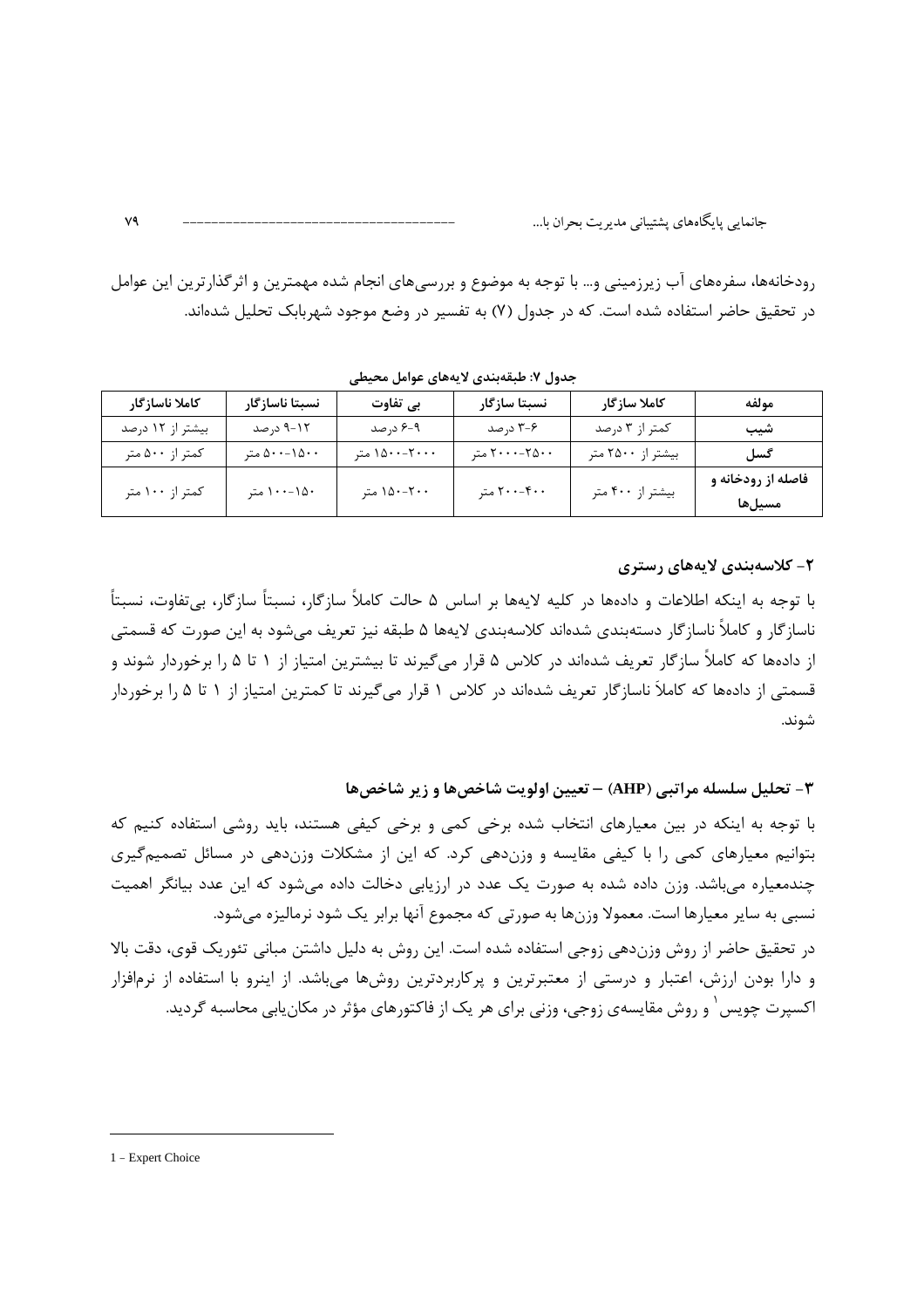رودخانه‌ها، سفره‌های آب زیرزمینی و... با توجه به موضوع و بررسی‌های انجام شده مهمترین و اثرگذارترین این عوامل در تحقیق حاضر استفاده شده است. که در جدول (۷) به تفسیر در وضع موجود شهربابک تحلیل شده‌اند.

**جدول ۷: طبقه‌بندی لایه‌های عوامل محیطی**

| مولفه | کاملا سازگار | نسبتا سازگار | بی تفاوت | نسبتا ناسازگار | کاملا ناسازگار |
|---|---|---|---|---|---|
| **شیب** | کمتر از ۳ درصد | ۶-۳ درصد | ۹-۶ درصد | ۱۲-۹ درصد | بیشتر از ۱۲ درصد |
| **گسل** | بیشتر از ۲۵۰۰ متر | ۲۵۰۰-۲۰۰۰ متر | ۲۰۰۰-۱۵۰۰ متر | ۱۵۰۰-۵۰۰ متر | کمتر از ۵۰۰ متر |
| **فاصله از رودخانه و مسیل‌ها** | بیشتر از ۴۰۰ متر | ۴۰۰-۲۰۰ متر | ۲۰۰-۱۵۰ متر | ۱۵۰-۱۰۰ متر | کمتر از ۱۰۰ متر |

## ۲- کلاسه‌بندی لایه‌های رستری

با توجه به اینکه اطلاعات و داده‌ها در کلیه لایه‌ها بر اساس ۵ حالت کاملاً سازگار، نسبتاً سازگار، بی‌تفاوت، نسبتاً ناسازگار و کاملاً ناسازگار دسته‌بندی شده‌اند کلاسه‌بندی لایه‌ها ۵ طبقه نیز تعریف می‌شود به این صورت که قسمتی از داده‌ها که کاملاً سازگار تعریف شده‌اند در کلاس ۵ قرار می‌گیرند تا بیشترین امتیاز از ۱ تا ۵ را برخوردار شوند و قسمتی از داده‌ها که کاملاً ناسازگار تعریف شده‌اند در کلاس ۱ قرار می‌گیرند تا کمترین امتیاز از ۱ تا ۵ را برخوردار شوند.

## ۳- تحلیل سلسله مراتبی (AHP) – تعیین اولویت شاخص‌ها و زیر شاخص‌ها

با توجه به اینکه در بین معیارهای انتخاب شده برخی کمی و برخی کیفی هستند، باید روشی استفاده کنیم که بتوانیم معیارهای کمی را با کیفی مقایسه و وزن‌دهی کرد. که این از مشکلات وزن‌دهی در مسائل تصمیم‌گیری چندمعیاره می‌باشد. وزن داده شده به صورت یک عدد در ارزیابی دخالت داده می‌شود که این عدد بیانگر اهمیت نسبی به سایر معیارها است. معمولا وزن‌ها به صورتی که مجموع آنها برابر یک شود نرمالیزه می‌شود.

در تحقیق حاضر از روش وزن‌دهی زوجی استفاده شده است. این روش به دلیل داشتن مبانی تئوریک قوی، دقت بالا و دارا بودن ارزش، اعتبار و درستی از معتبرترین و پرکاربردترین روش‌ها می‌باشد. از اینرو با استفاده از نرمافزار اکسپرت چویس[1] و روش مقایسه‌ی زوجی، وزنی برای هر یک از فاکتورهای مؤثر در مکان‌یابی محاسبه گردید.

---

1 - Expert Choice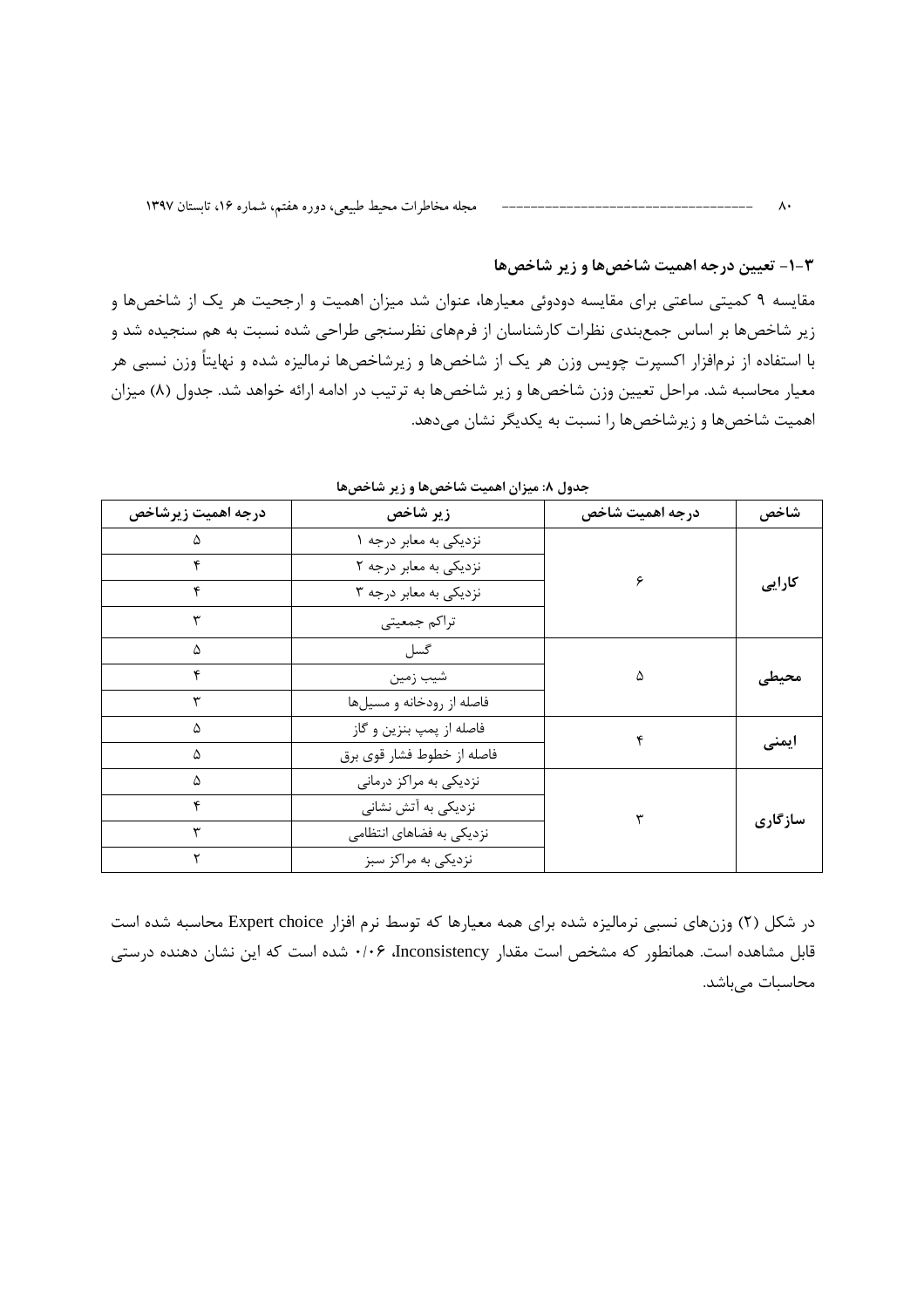### ۳-۱- تعیین درجه اهمیت شاخص‌ها و زیر شاخص‌ها

مقایسه ۹ کمیتی ساعتی برای مقایسه دودوئی معیارها، عنوان شد میزان اهمیت و ارجحیت هر یک از شاخص‌ها و زیر شاخص‌ها بر اساس جمع‌بندی نظرات کارشناسان از فرمهای نظرسنجی طراحی شده نسبت به هم سنجیده شد و با استفاده از نرم‌افزار اکسپرت چویس وزن هر یک از شاخص‌ها و زیرشاخص‌ها نرمالیزه شده و نهایتاً وزن نسبی هر معیار محاسبه شد. مراحل تعیین وزن شاخص‌ها و زیر شاخص‌ها به ترتیب در ادامه ارائه خواهد شد. جدول (۸) میزان اهمیت شاخص‌ها و زیرشاخص‌ها را نسبت به یکدیگر نشان می‌دهد.

**جدول ۸: میزان اهمیت شاخص‌ها و زیر شاخص‌ها**

| شاخص | درجه اهمیت شاخص | زیر شاخص | درجه اهمیت زیرشاخص |
|---|---|---|---|
| **کارایی** | ۶ | نزدیکی به معابر درجه ۱ | ۵ |
| | | نزدیکی به معابر درجه ۲ | ۴ |
| | | نزدیکی به معابر درجه ۳ | ۴ |
| | | تراکم جمعیتی | ۳ |
| **محیطی** | ۵ | گسل | ۵ |
| | | شیب زمین | ۴ |
| | | فاصله از رودخانه و مسیل‌ها | ۳ |
| **ایمنی** | ۴ | فاصله از پمپ بنزین و گاز | ۵ |
| | | فاصله از خطوط فشار قوی برق | ۵ |
| **سازگاری** | ۳ | نزدیکی به مراکز درمانی | ۵ |
| | | نزدیکی به آتش نشانی | ۴ |
| | | نزدیکی به فضاهای انتظامی | ۳ |
| | | نزدیکی به مراکز سبز | ۲ |

در شکل (۲) وزن‌های نسبی نرمالیزه شده برای همه معیارها که توسط نرم افزار Expert choice محاسبه شده است قابل مشاهده است. همانطور که مشخص است مقدار Inconsistency، ۰/۰۶ شده است که این نشان دهنده درستی محاسبات می‌باشد.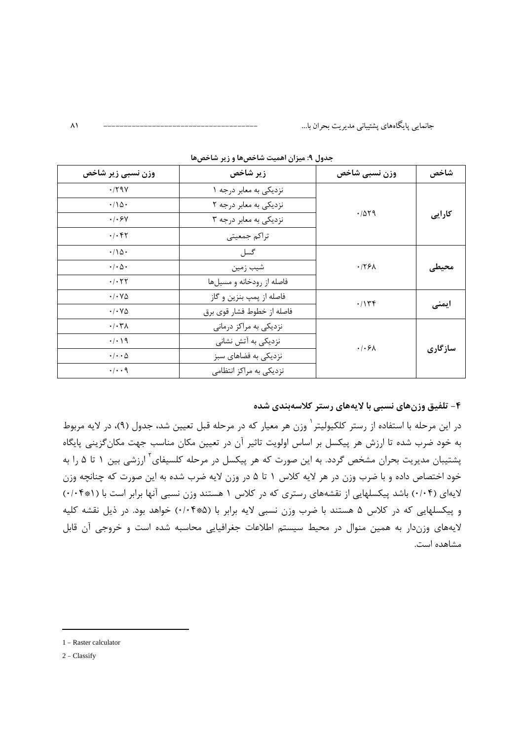**جدول ۹: میزان اهمیت شاخص‌ها و زیر شاخص‌ها**

| شاخص | وزن نسبی شاخص | زیر شاخص | وزن نسبی زیر شاخص |
|---|---|---|---|
| کارایی | ۰/۵۲۹ | نزدیکی به معابر درجه ۱ | ۰/۲۹۷ |
| | | نزدیکی به معابر درجه ۲ | ۰/۱۵۰ |
| | | نزدیکی به معابر درجه ۳ | ۰/۰۶۷ |
| | | تراکم جمعیتی | ۰/۰۴۲ |
| محیطی | ۰/۲۶۸ | گسل | ۰/۱۵۰ |
| | | شیب زمین | ۰/۰۵۰ |
| | | فاصله از رودخانه و مسیل‌ها | ۰/۰۲۲ |
| ایمنی | ۰/۱۳۴ | فاصله از پمپ بنزین و گاز | ۰/۰۷۵ |
| | | فاصله از خطوط فشار قوی برق | ۰/۰۷۵ |
| سازگاری | ۰/۰۶۸ | نزدیکی به مراکز درمانی | ۰/۰۳۸ |
| | | نزدیکی به آتش نشانی | ۰/۰۱۹ |
| | | نزدیکی به فضاهای سبز | ۰/۰۰۵ |
| | | نزدیکی به مراکز انتظامی | ۰/۰۰۹ |

## ۴- تلفیق وزن‌های نسبی با لایه‌های رستر کلاسه‌بندی شده

در این مرحله با استفاده از رستر کلکیولیتر[1] وزن هر معیار که در مرحله قبل تعیین شد، جدول (۹)، در لایه مربوط به خود ضرب شده تا ارزش هر پیکسل بر اساس اولویت تاثیر آن در تعیین مکان مناسب جهت مکان‌گزینی پایگاه پشتیبان مدیریت بحران مشخص گردد. به این صورت که هر پیکسل در مرحله کلسیفای[2] ارزشی بین ۱ تا ۵ را به خود اختصاص داده و با ضرب وزن در هر لایه کلاس ۱ تا ۵ در وزن لایه ضرب شده به این صورت که چنانچه وزن لایه‌ای (۰/۰۴) باشد پیکسلهایی از نقشه‌های رستری که در کلاس ۱ هستند وزن نسبی آنها برابر است با (۱*۰/۰۴) و پیکسلهایی که در کلاس ۵ هستند با ضرب وزن نسبی لایه برابر با (۵*۰/۰۴) خواهد بود. در ذیل نقشه کلیه لایه‌های وزن‌دار به همین منوال در محیط سیستم اطلاعات جغرافیایی محاسبه شده است و خروجی آن قابل مشاهده است.

---

1 - Raster calculator

2 - Classify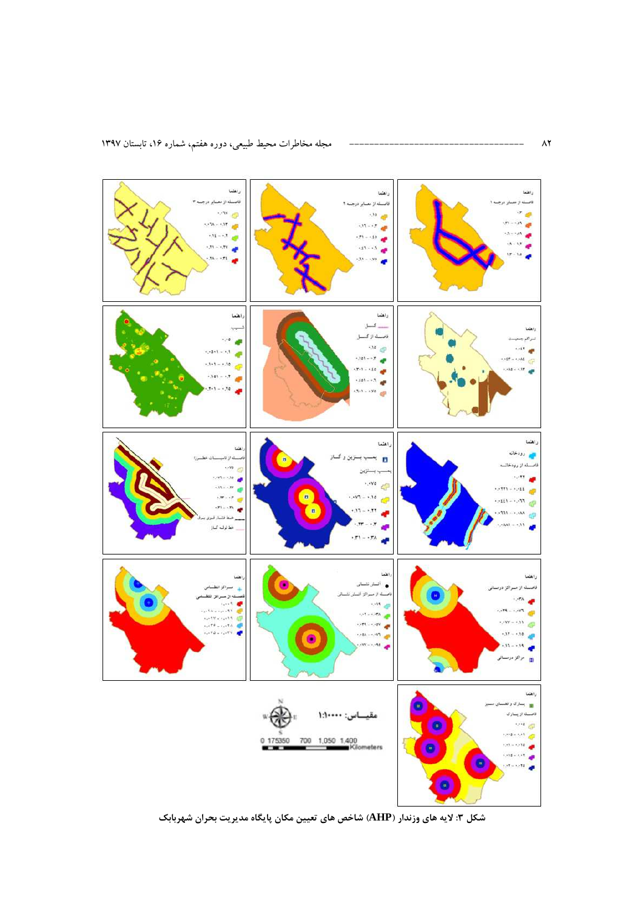شکل ۳: لایه های وزندار (AHP) شاخص های تعیین مکان پایگاه مدیریت بحران شهربابک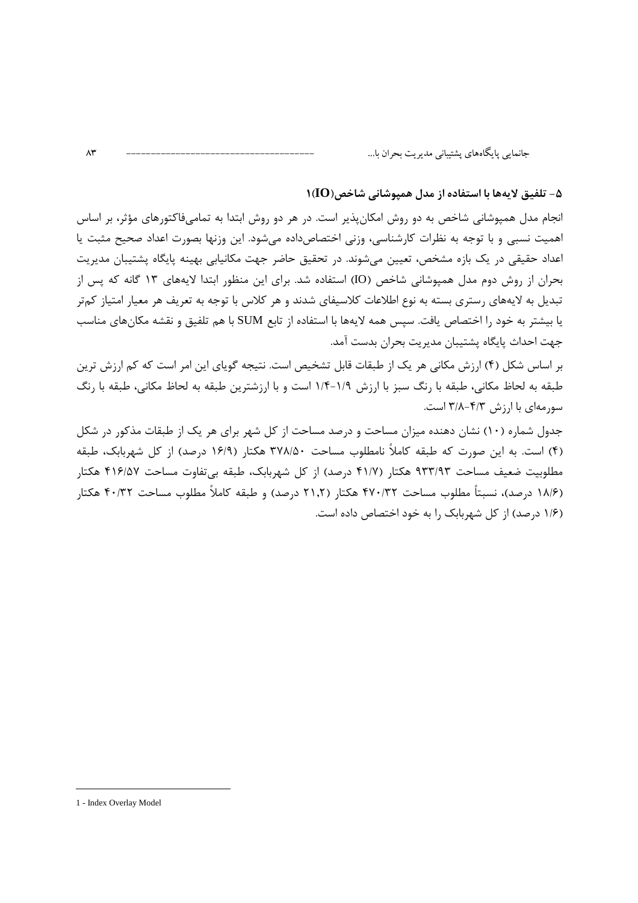## ۵- تلفیق لایه‌ها با استفاده از مدل همپوشانی شاخص(IO)[1]

انجام مدل همپوشانی شاخص به دو روش امکان‌پذیر است. در هر دو روش ابتدا به تمامی‌فاکتورهای مؤثر، بر اساس اهمیت نسبی و با توجه به نظرات کارشناسی، وزنی اختصاص‌داده می‌شود. این وزنها بصورت اعداد صحیح مثبت یا اعداد حقیقی در یک بازه مشخص، تعیین می‌شوند. در تحقیق حاضر جهت مکانیابی بهینه پایگاه پشتیبان مدیریت بحران از روش دوم مدل همپوشانی شاخص (IO) استفاده شد. برای این منظور ابتدا لایه‌های ۱۳ گانه که پس از تبدیل به لایه‌های رستری بسته به نوع اطلاعات کلاسیفای شدند و هر کلاس با توجه به تعریف هر معیار امتیاز کم‌تر یا بیشتر به خود را اختصاص یافت. سپس همه لایه‌ها با استفاده از تابع SUM با هم تلفیق و نقشه مکان‌های مناسب جهت احداث پایگاه پشتیبان مدیریت بحران بدست آمد.

بر اساس شکل (۴) ارزش مکانی هر یک از طبقات قابل تشخیص است. نتیجه گویای این امر است که کم ارزش ترین طبقه به لحاظ مکانی، طبقه با رنگ سبز با ارزش ۱/۹-۱/۴ است و با ارزشترین طبقه به لحاظ مکانی، طبقه با رنگ سورمه‌ای با ارزش ۴/۳-۳/۸ است.

جدول شماره (۱۰) نشان دهنده میزان مساحت و درصد مساحت از کل شهر برای هر یک از طبقات مذکور در شکل (۴) است. به این صورت که طبقه کاملاً نامطلوب مساحت ۳۷۸/۵۰ هکتار (۱۶/۹ درصد) از کل شهربابک، طبقه مطلوبیت ضعیف مساحت ۹۳۳/۹۳ هکتار (۴۱/۷ درصد) از کل شهربابک، طبقه بی‌تفاوت مساحت ۴۱۶/۵۷ هکتار (۱۸/۶ درصد)، نسبتاً مطلوب مساحت ۴۷۰/۳۲ هکتار (۲۱,۲ درصد) و طبقه کاملاً مطلوب مساحت ۴۰/۳۲ هکتار (۱/۶ درصد) از کل شهربابک را به خود اختصاص داده است.

---

1 - Index Overlay Model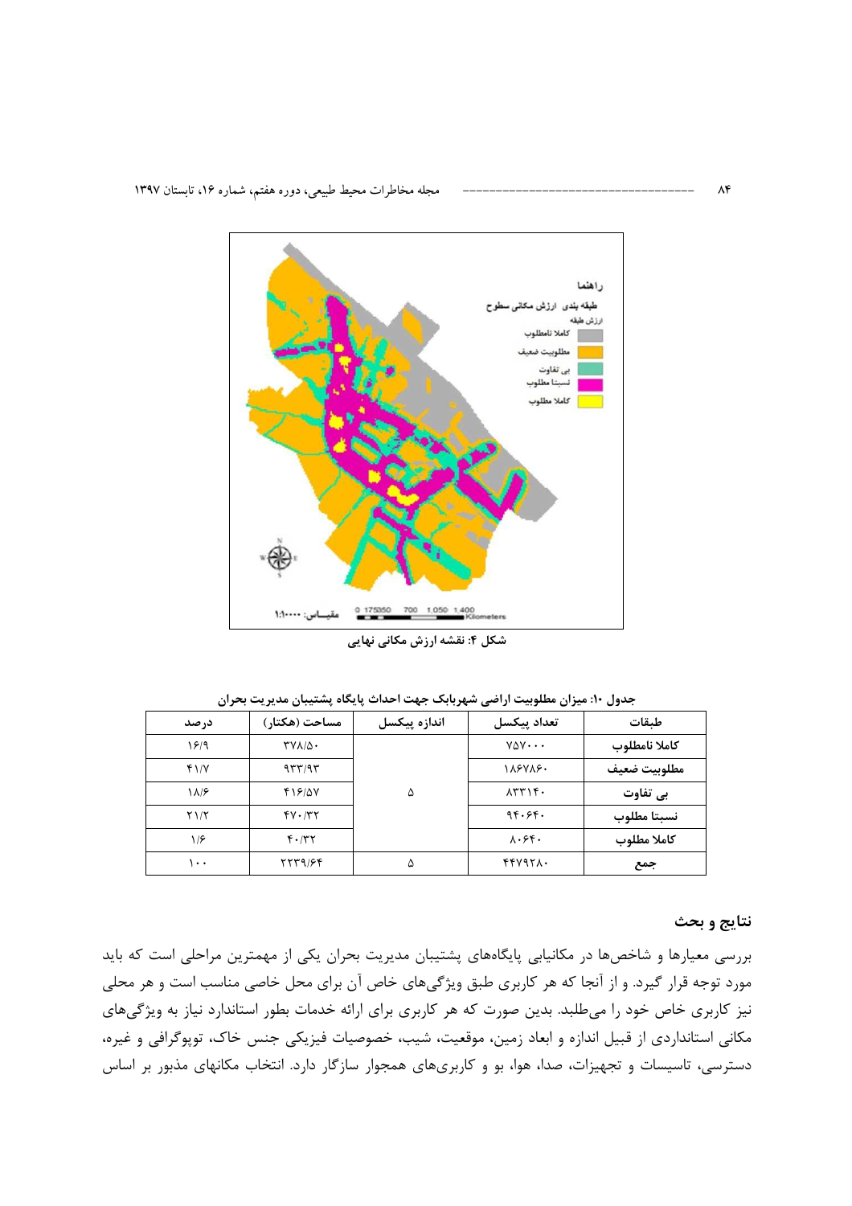شکل ۴: نقشه ارزش مکانی نهایی

جدول ۱۰: میزان مطلوبیت اراضی شهربابک جهت احداث پایگاه پشتیبان مدیریت بحران

| طبقات | تعداد پیکسل | اندازه پیکسل | مساحت (هکتار) | درصد |
| --- | --- | --- | --- | --- |
| کاملا نامطلوب | ۷۵۷۰۰۰ | ۵ | ۳۷۸/۵۰ | ۱۶/۹ |
| مطلوبیت ضعیف | ۱۸۶۷۸۶۰ | | ۹۳۳/۹۳ | ۴۱/۷ |
| بی تفاوت | ۸۳۳۱۴۰ | | ۴۱۶/۵۷ | ۱۸/۶ |
| نسبتا مطلوب | ۹۴۰۶۴۰ | | ۴۷۰/۳۲ | ۲۱/۲ |
| کاملا مطلوب | ۸۰۶۴۰ | | ۴۰/۳۲ | ۱/۶ |
| جمع | ۴۴۷۹۲۸۰ | ۵ | ۲۲۳۹/۶۴ | ۱۰۰ |

## نتایج و بحث

بررسی معیارها و شاخص‌ها در مکانیابی پایگاه‌های پشتیبان مدیریت بحران یکی از مهمترین مراحلی است که باید مورد توجه قرار گیرد. و از آنجا که هر کاربری طبق ویژگی‌های خاص آن برای محل خاصی مناسب است و هر محلی نیز کاربری خاص خود را می‌طلبد. بدین صورت که هر کاربری برای ارائه خدمات بطور استاندارد نیاز به ویژگی‌های مکانی استانداردی از قبیل اندازه و ابعاد زمین، موقعیت، شیب، خصوصیات فیزیکی جنس خاک، توپوگرافی و غیره، دسترسی، تاسیسات و تجهیزات، صدا، هوا، بو و کاربری‌های همجوار سازگار دارد. انتخاب مکانهای مذبور بر اساس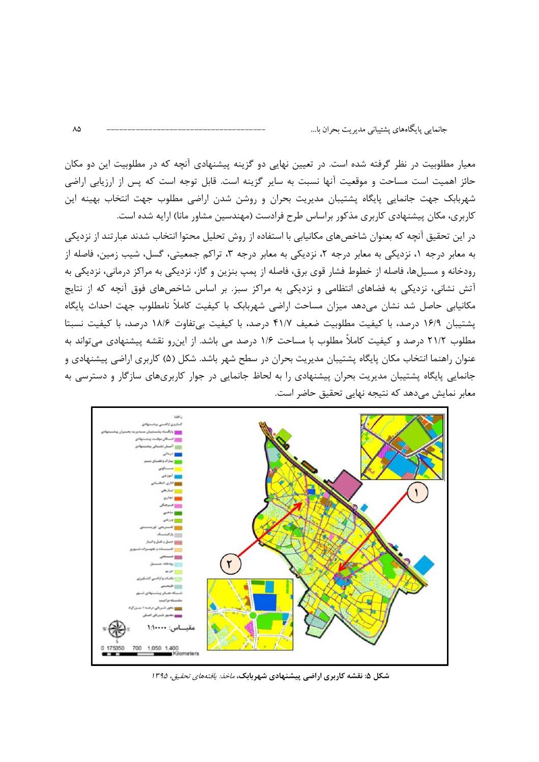معیار مطلوبیت در نظر گرفته شده است. در تعیین نهایی دو گزینه پیشنهادی آنچه که در مطلوبیت این دو مکان حائز اهمیت است مساحت و موقعیت آنها نسبت به سایر گزینه است. قابل توجه است که پس از ارزیابی اراضی شهربابک جهت جانمایی پایگاه پشتیبان مدیریت بحران و روشن شدن اراضی مطلوب جهت انتخاب بهینه این کاربری، مکان پیشنهادی کاربری مذکور براساس طرح فرادست (مهندسین مشاور مانا) ارایه شده است.

در این تحقیق آنچه که بعنوان شاخص‌های مکانیابی با استفاده از روش تحلیل محتوا انتخاب شدند عبارتند از نزدیکی به معابر درجه ۱، نزدیکی به معابر درجه ۲، نزدیکی به معابر درجه ۳، تراکم جمعیتی، گسل، شیب زمین، فاصله از رودخانه و مسیل‌ها، فاصله از خطوط فشار قوی برق، فاصله از پمپ بنزین و گاز، نزدیکی به مراکز درمانی، نزدیکی به آتش نشانی، نزدیکی به فضاهای انتظامی و نزدیکی به مراکز سبز. بر اساس شاخص‌های فوق آنچه که از نتایج مکانیابی حاصل شد نشان می‌دهد میزان مساحت اراضی شهربابک با کیفیت کاملاً نامطلوب جهت احداث پایگاه پشتیبان ۱۶/۹ درصد، با کیفیت مطلوبیت ضعیف ۴۱/۷ درصد، با کیفیت بی‌تفاوت ۱۸/۶ درصد، با کیفیت نسبتا مطلوب ۲۱/۲ درصد و کیفیت کاملاً مطلوب با مساحت ۱/۶ درصد می باشد. از این‌رو نقشه پیشنهادی می‌تواند به عنوان راهنما انتخاب مکان پایگاه پشتیبان مدیریت بحران در سطح شهر باشد. شکل (۵) کاربری اراضی پیشنهادی و جانمایی پایگاه پشتیبان مدیریت بحران پیشنهادی را به لحاظ جانمایی در جوار کاربری‌های سازگار و دسترسی به معابر نمایش می‌دهد که نتیجه نهایی تحقیق حاضر است.

**شکل ۵: نقشه کاربری اراضی پیشنهادی شهربابک**، *ماخذ: یافته‌های تحقیق، ۱۳۹۵*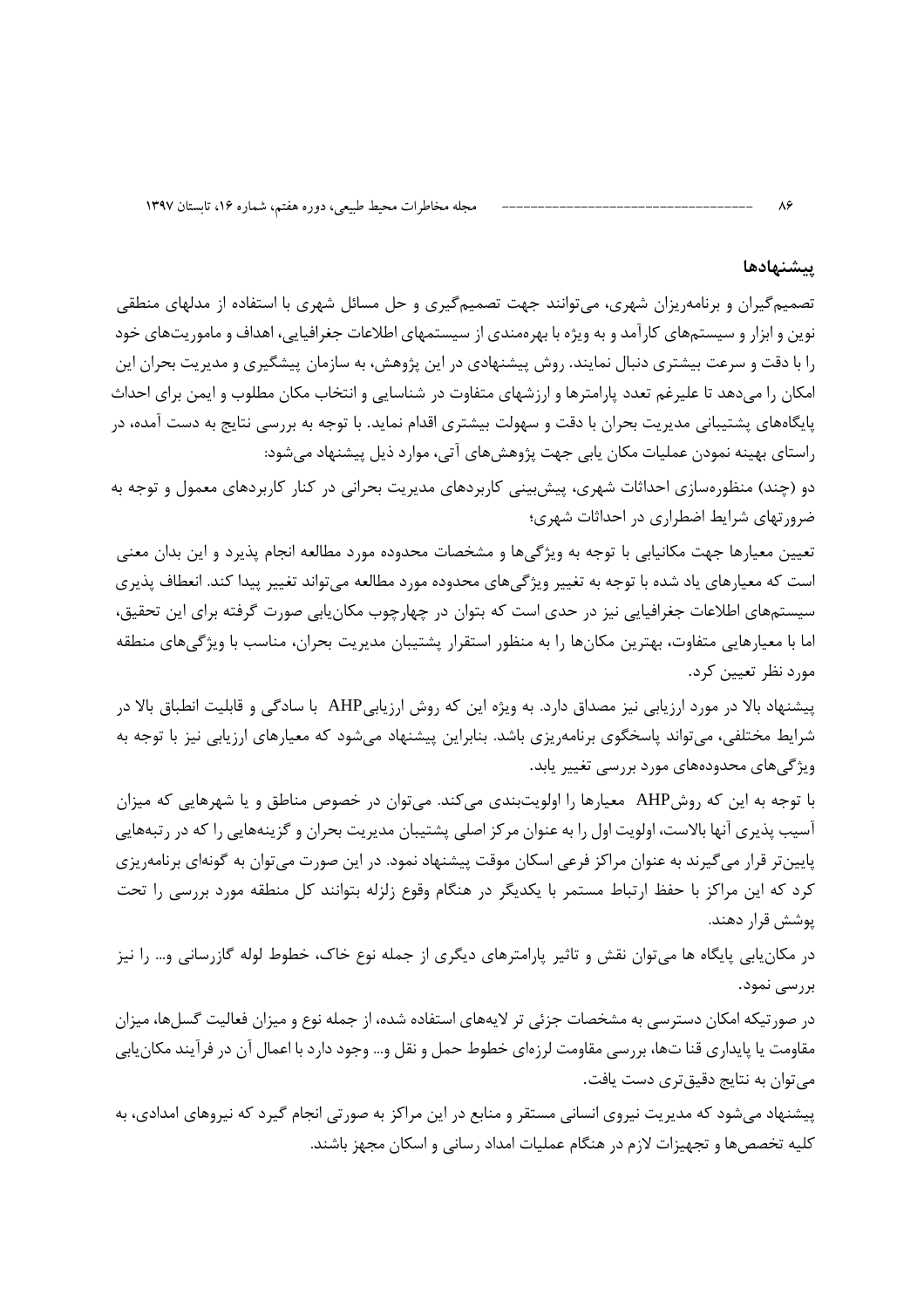## پیشنهادها

تصمیم‌گیران و برنامه‌ریزان شهری، می‌توانند جهت تصمیم‌گیری و حل مسائل شهری با استفاده از مدلهای منطقی نوین و ابزار و سیستم‌های کارآمد و به ویژه با بهره‌مندی از سیستمهای اطلاعات جغرافیایی، اهداف و ماموریت‌های خود را با دقت و سرعت بیشتری دنبال نمایند. روش پیشنهادی در این پژوهش، به سازمان پیشگیری و مدیریت بحران این امکان را می‌دهد تا علیرغم تعدد پارامترها و ارزشهای متفاوت در شناسایی و انتخاب مکان مطلوب و ایمن برای احداث پایگاه‌های پشتیبانی مدیریت بحران با دقت و سهولت بیشتری اقدام نماید. با توجه به بررسی نتایج به دست آمده، در راستای بهینه نمودن عملیات مکان یابی جهت پژوهش‌های آتی، موارد ذیل پیشنهاد می‌شود:

دو (چند) منظوره‌سازی احداثات شهری، پیش‌بینی کاربردهای مدیریت بحرانی در کنار کاربردهای معمول و توجه به ضرورتهای شرایط اضطراری در احداثات شهری؛

تعیین معیارها جهت مکانیابی با توجه به ویژگی‌ها و مشخصات محدوده مورد مطالعه انجام پذیرد و این بدان معنی است که معیارهای یاد شده با توجه به تغییر ویژگی‌های محدوده مورد مطالعه می‌تواند تغییر پیدا کند. انعطاف پذیری سیستم‌های اطلاعات جغرافیایی نیز در حدی است که بتوان در چهارچوب مکان‌یابی صورت گرفته برای این تحقیق، اما با معیارهایی متفاوت، بهترین مکان‌ها را به منظور استقرار پشتیبان مدیریت بحران، مناسب با ویژگی‌های منطقه مورد نظر تعیین کرد.

پیشنهاد بالا در مورد ارزیابی نیز مصداق دارد. به ویژه این که روش ارزیابیAHP با سادگی و قابلیت انطباق بالا در شرایط مختلفی، می‌تواند پاسخگوی برنامه‌ریزی باشد. بنابراین پیشنهاد می‌شود که معیارهای ارزیابی نیز با توجه به ویژگی‌های محدوده‌های مورد بررسی تغییر یابد.

با توجه به این که روشAHP معیارها را اولویت‌بندی می‌کند. می‌توان در خصوص مناطق و یا شهرهایی که میزان آسیب پذیری آنها بالاست، اولویت اول را به عنوان مرکز اصلی پشتیبان مدیریت بحران و گزینه‌هایی را که در رتبه‌هایی پایین‌تر قرار می‌گیرند به عنوان مراکز فرعی اسکان موقت پیشنهاد نمود. در این صورت می‌توان به گونه‌ای برنامه‌ریزی کرد که این مراکز با حفظ ارتباط مستمر با یکدیگر در هنگام وقوع زلزله بتوانند کل منطقه مورد بررسی را تحت پوشش قرار دهند.

در مکان‌یابی پایگاه ها می‌توان نقش و تاثیر پارامترهای دیگری از جمله نوع خاک، خطوط لوله گازرسانی و... را نیز بررسی نمود.

در صورتیکه امکان دسترسی به مشخصات جزئی تر لایه‌های استفاده شده، از جمله نوع و میزان فعالیت گسل‌ها، میزان مقاومت یا پایداری قنا ت‌ها، بررسی مقاومت لرزه‌ای خطوط حمل و نقل و... وجود دارد با اعمال آن در فرآیند مکان‌یابی می‌توان به نتایج دقیق‌تری دست یافت.

پیشنهاد می‌شود که مدیریت نیروی انسانی مستقر و منابع در این مراکز به صورتی انجام گیرد که نیروهای امدادی، به کلیه تخصص‌ها و تجهیزات لازم در هنگام عملیات امداد رسانی و اسکان مجهز باشند.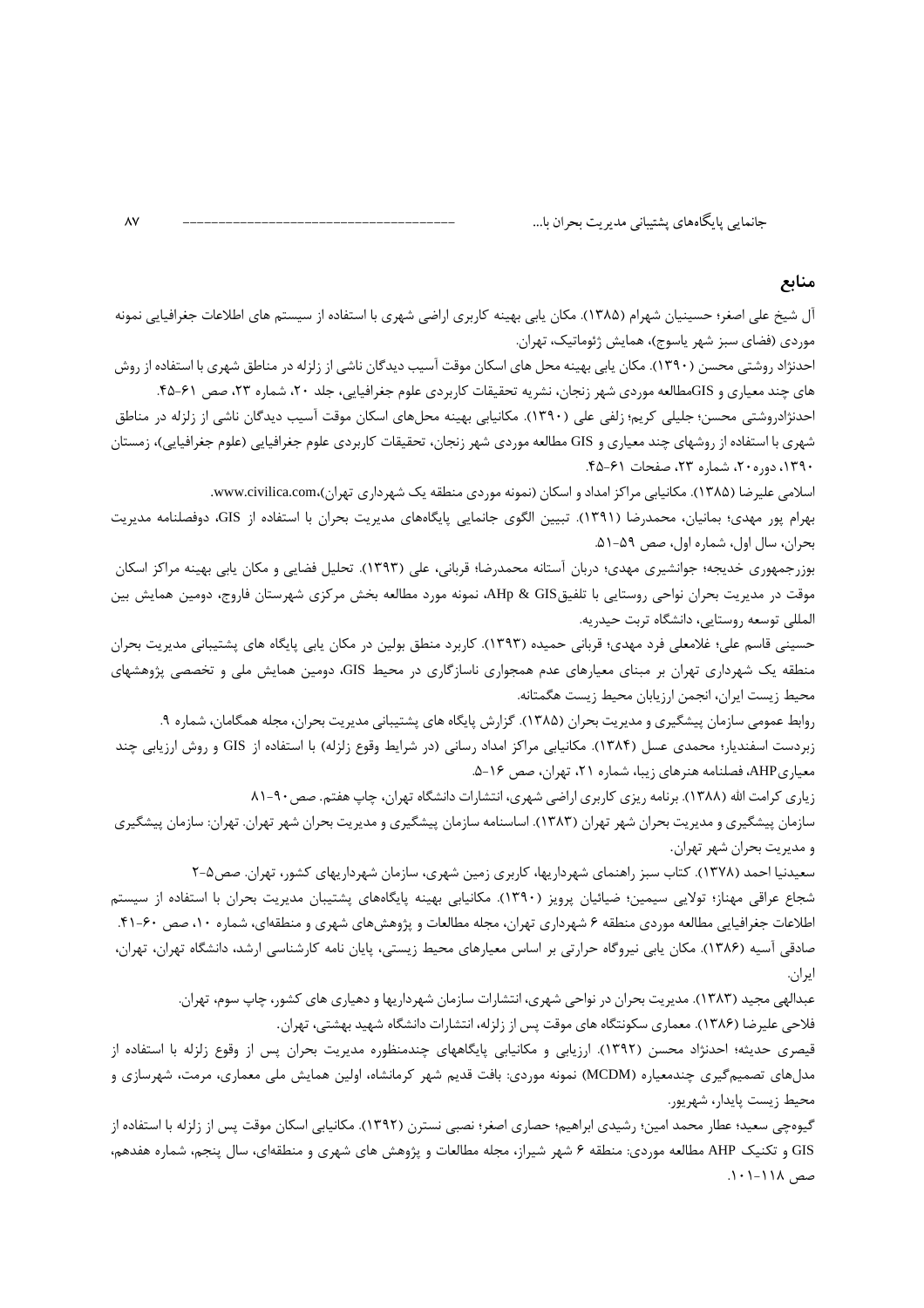## منابع

آل شیخ علی اصغر؛ حسینیان شهرام (۱۳۸۵). مکان یابی بهینه کاربری اراضی شهری با استفاده از سیستم های اطلاعات جغرافیایی نمونه موردی (فضای سبز شهر یاسوج)، همایش ژئوماتیک، تهران.

احدنژاد روشتی محسن (۱۳۹۰). مکان یابی بهینه محل های اسکان موقت آسیب دیدگان ناشی از زلزله در مناطق شهری با استفاده از روش های چند معیاری و GISمطالعه موردی شهر زنجان، نشریه تحقیقات کاربردی علوم جغرافیایی، جلد ۲۰، شماره ۲۳، صص ۶۱-۴۵.

احدنژادروشتی محسن؛ جلیلی کریم؛ زلفی علی (۱۳۹۰). مکانیابی بهینه محل‌های اسکان موقت آسیب دیدگان ناشی از زلزله در مناطق شهری با استفاده از روشهای چند معیاری و GIS مطالعه موردی شهر زنجان، تحقیقات کاربردی علوم جغرافیایی (علوم جغرافیایی)، زمستان ۱۳۹۰، دوره۲۰، شماره ۲۳، صفحات ۶۱-۴۵.

اسلامی علیرضا (۱۳۸۵). مکانیابی مراکز امداد و اسکان (نمونه موردی منطقه یک شهرداری تهران)،www.civilica.com.

بهرام پور مهدی؛ بمانیان، محمدرضا (۱۳۹۱). تبیین الگوی جانمایی پایگاه‌های مدیریت بحران با استفاده از GIS، دوفصلنامه مدیریت بحران، سال اول، شماره اول، صص ۵۹-۵۱.

بوزرجمهوری خدیجه؛ جوانشیری مهدی؛ دربان آستانه محمدرضا؛ قربانی، علی (۱۳۹۳). تحلیل فضایی و مکان یابی بهینه مراکز اسکان موقت در مدیریت بحران نواحی روستایی با تلفیقAHp & GIS، نمونه مورد مطالعه بخش مرکزی شهرستان فاروج، دومین همایش بین المللی توسعه روستایی، دانشگاه تربت حیدریه.

حسینی قاسم علی؛ غلامعلی فرد مهدی؛ قربانی حمیده (۱۳۹۳). کاربرد منطق بولین در مکان یابی پایگاه های پشتیبانی مدیریت بحران منطقه یک شهرداری تهران بر مبنای معیارهای عدم همجواری ناسازگاری در محیط GIS، دومین همایش ملی و تخصصی پژوهشهای محیط زیست ایران، انجمن ارزیابان محیط زیست هگمتانه.

روابط عمومی سازمان پیشگیری و مدیریت بحران (۱۳۸۵). گزارش پایگاه های پشتیبانی مدیریت بحران، مجله همگامان، شماره ۹.

زبردست اسفندیار؛ محمدی عسل (۱۳۸۴). مکانیابی مراکز امداد رسانی (در شرایط وقوع زلزله) با استفاده از GIS و روش ارزیابی چند معیاریAHP، فصلنامه هنرهای زیبا، شماره ۲۱، تهران، صص ۱۶-۵.

زیاری کرامت الله (۱۳۸۸). برنامه ریزی کاربری اراضی شهری، انتشارات دانشگاه تهران، چاپ هفتم. صص۹۰-۸۱

سازمان پیشگیری و مدیریت بحران شهر تهران (۱۳۸۳). اساسنامه سازمان پیشگیری و مدیریت بحران شهر تهران. تهران: سازمان پیشگیری و مدیریت بحران شهر تهران.

سعیدنیا احمد (۱۳۷۸). کتاب سبز راهنمای شهرداریها، کاربری زمین شهری، سازمان شهرداریهای کشور، تهران. صص۵-۲

شجاع عراقی مهناز؛ تولایی سیمین؛ ضیائیان پرویز (۱۳۹۰). مکانیابی بهینه پایگاه‌های پشتیبان مدیریت بحران با استفاده از سیستم اطلاعات جغرافیایی مطالعه موردی منطقه ۶ شهرداری تهران، مجله مطالعات و پژوهش‌های شهری و منطقه‌ای، شماره ۱۰، صص ۶۰-۴۱.

صادقی آسیه (۱۳۸۶). مکان یابی نیروگاه حرارتی بر اساس معیارهای محیط زیستی، پایان نامه کارشناسی ارشد، دانشگاه تهران، تهران، ایران.

عبدالهی مجید (۱۳۸۳). مدیریت بحران در نواحی شهری، انتشارات سازمان شهرداریها و دهیاری های کشور، چاپ سوم، تهران.

فلاحی علیرضا (۱۳۸۶). معماری سکونتگاه های موقت پس از زلزله، انتشارات دانشگاه شهید بهشتی، تهران.

قیصری حدیثه؛ احدنژاد محسن (۱۳۹۲). ارزیابی و مکانیابی پایگاههای چندمنظوره مدیریت بحران پس از وقوع زلزله با استفاده از مدل‌های تصمیم‌گیری چندمعیاره (MCDM) نمونه موردی: بافت قدیم شهر کرمانشاه، اولین همایش ملی معماری، مرمت، شهرسازی و محیط زیست پایدار، شهریور.

گیوه‌چی سعید؛ عطار محمد امین؛ رشیدی ابراهیم؛ حصاری اصغر؛ نصبی نسترن (۱۳۹۲). مکانیابی اسکان موقت پس از زلزله با استفاده از GIS و تکنیک AHP مطالعه موردی: منطقه ۶ شهر شیراز، مجله مطالعات و پژوهش های شهری و منطقه‌ای، سال پنجم، شماره هفدهم، صص ۱۱۸-۱۰۱.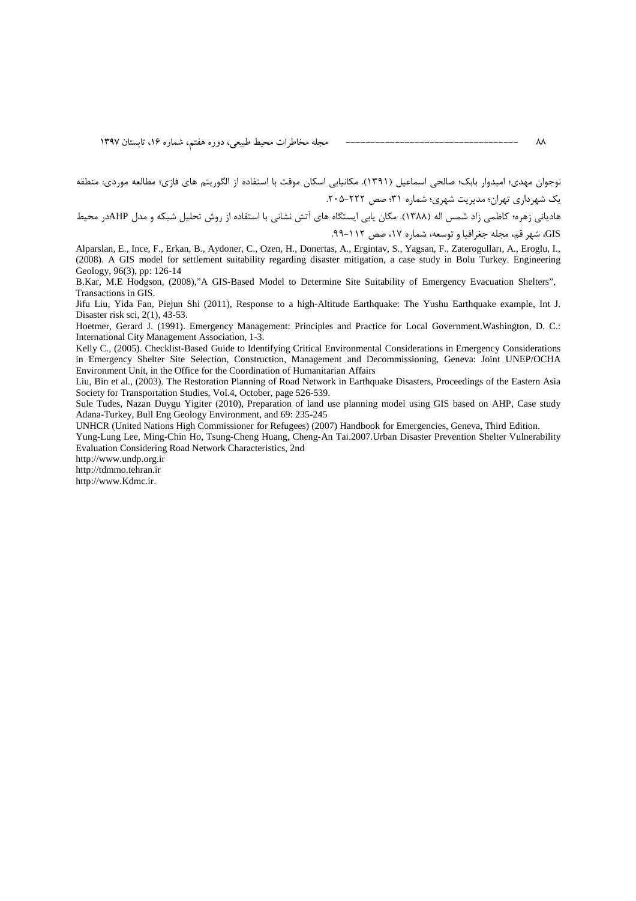نوجوان مهدی؛ امیدوار بابک؛ صالحی اسماعیل (۱۳۹۱). مکانیابی اسکان موقت با استفاده از الگوریتم های فازی؛ مطالعه موردی: منطقه یک شهرداری تهران؛ مدیریت شهری؛ شماره ۳۱؛ صص ۲۲۲-۲۰۵.

هادیانی زهره؛ کاظمی زاد شمس اله (۱۳۸۸). مکان یابی ایستگاه های آتش نشانی با استفاده از روش تحلیل شبکه و مدل AHPدر محیط GIS، شهر قم، مجله جغرافیا و توسعه، شماره ۱۷، صص ۱۱۲-۹۹.

Alparslan, E., Ince, F., Erkan, B., Aydoner, C., Ozen, H., Donertas, A., Ergintav, S., Yagsan, F., Zaterogulları, A., Eroglu, I., (2008). A GIS model for settlement suitability regarding disaster mitigation, a case study in Bolu Turkey. Engineering Geology, 96(3), pp: 126-14

B.Kar, M.E Hodgson, (2008),"A GIS-Based Model to Determine Site Suitability of Emergency Evacuation Shelters", Transactions in GIS.

Jifu Liu, Yida Fan, Piejun Shi (2011), Response to a high-Altitude Earthquake: The Yushu Earthquake example, Int J. Disaster risk sci, 2(1), 43-53.

Hoetmer, Gerard J. (1991). Emergency Management: Principles and Practice for Local Government.Washington, D. C.: International City Management Association, 1-3.

Kelly C., (2005). Checklist-Based Guide to Identifying Critical Environmental Considerations in Emergency Considerations in Emergency Shelter Site Selection, Construction, Management and Decommissioning, Geneva: Joint UNEP/OCHA Environment Unit, in the Office for the Coordination of Humanitarian Affairs

Liu, Bin et al., (2003). The Restoration Planning of Road Network in Earthquake Disasters, Proceedings of the Eastern Asia Society for Transportation Studies, Vol.4, October, page 526-539.

Sule Tudes, Nazan Duygu Yigiter (2010), Preparation of land use planning model using GIS based on AHP, Case study Adana-Turkey, Bull Eng Geology Environment, and 69: 235-245

UNHCR (United Nations High Commissioner for Refugees) (2007) Handbook for Emergencies, Geneva, Third Edition.

Yung-Lung Lee, Ming-Chin Ho, Tsung-Cheng Huang, Cheng-An Tai.2007.Urban Disaster Prevention Shelter Vulnerability Evaluation Considering Road Network Characteristics, 2nd

http://www.undp.org.ir

http://tdmmo.tehran.ir

http://www.Kdmc.ir.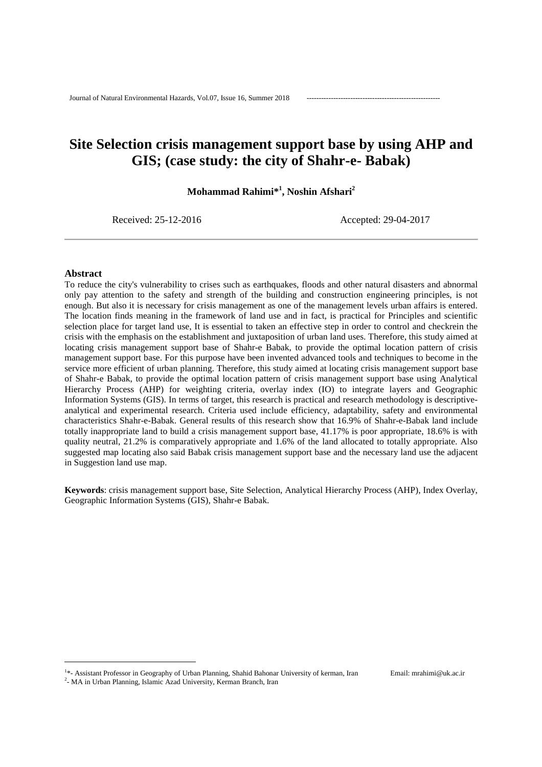# Site Selection crisis management support base by using AHP and GIS; (case study: the city of Shahr-e- Babak)

**Mohammad Rahimi*[1], Noshin Afshari[2]**

Received: 25-12-2016 Accepted: 29-04-2017

### Abstract

To reduce the city's vulnerability to crises such as earthquakes, floods and other natural disasters and abnormal only pay attention to the safety and strength of the building and construction engineering principles, is not enough. But also it is necessary for crisis management as one of the management levels urban affairs is entered. The location finds meaning in the framework of land use and in fact, is practical for Principles and scientific selection place for target land use, It is essential to taken an effective step in order to control and checkrein the crisis with the emphasis on the establishment and juxtaposition of urban land uses. Therefore, this study aimed at locating crisis management support base of Shahr-e Babak, to provide the optimal location pattern of crisis management support base. For this purpose have been invented advanced tools and techniques to become in the service more efficient of urban planning. Therefore, this study aimed at locating crisis management support base of Shahr-e Babak, to provide the optimal location pattern of crisis management support base using Analytical Hierarchy Process (AHP) for weighting criteria, overlay index (IO) to integrate layers and Geographic Information Systems (GIS). In terms of target, this research is practical and research methodology is descriptive-analytical and experimental research. Criteria used include efficiency, adaptability, safety and environmental characteristics Shahr-e-Babak. General results of this research show that 16.9% of Shahr-e-Babak land include totally inappropriate land to build a crisis management support base, 41.17% is poor appropriate, 18.6% is with quality neutral, 21.2% is comparatively appropriate and 1.6% of the land allocated to totally appropriate. Also suggested map locating also said Babak crisis management support base and the necessary land use the adjacent in Suggestion land use map.

**Keywords**: crisis management support base, Site Selection, Analytical Hierarchy Process (AHP), Index Overlay, Geographic Information Systems (GIS), Shahr-e Babak.

[1]*- Assistant Professor in Geography of Urban Planning, Shahid Bahonar University of kerman, Iran Email: mrahimi@uk.ac.ir

[2]- MA in Urban Planning, Islamic Azad University, Kerman Branch, Iran